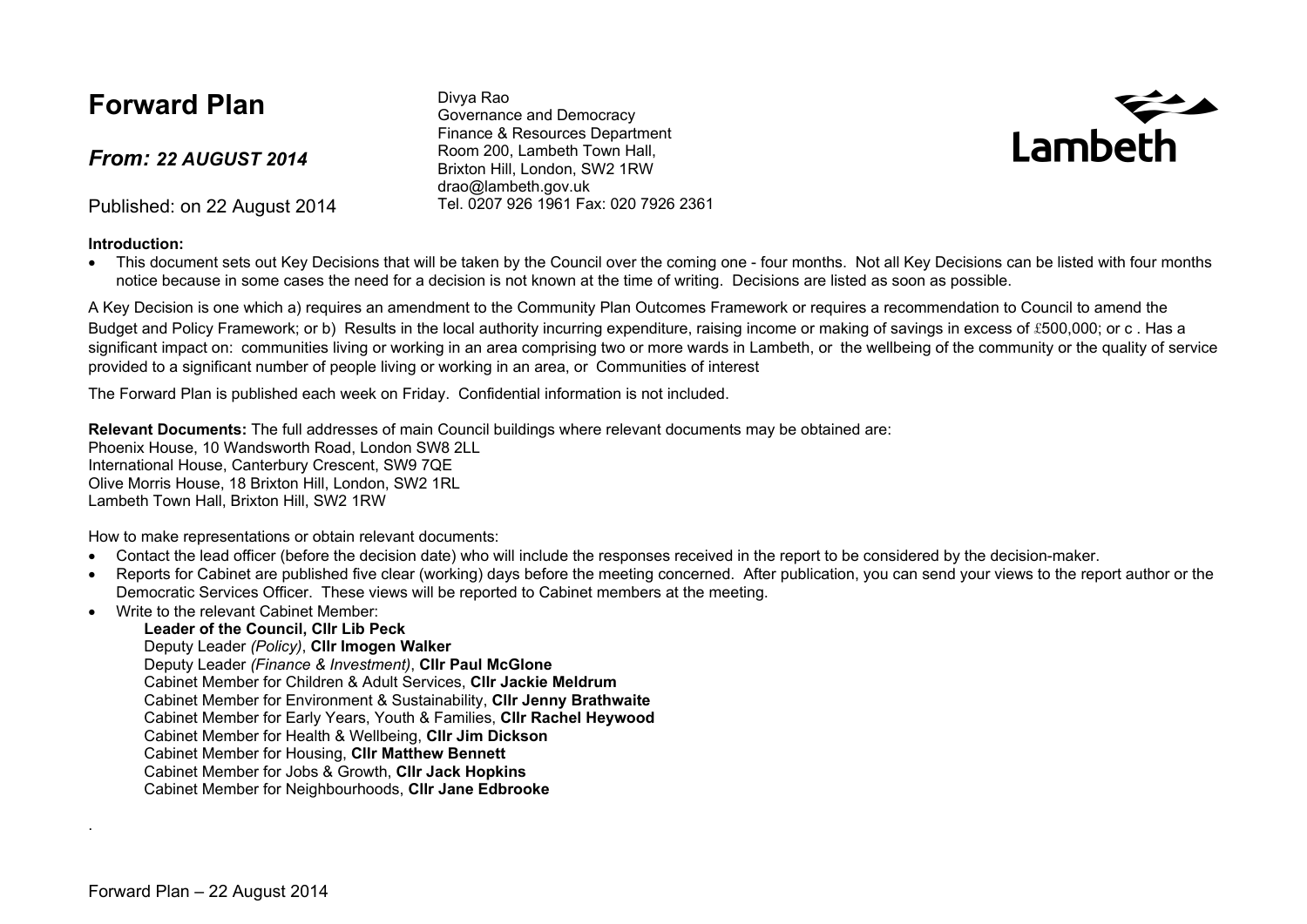# Forward Plan

## *From: 22 AUGUST 2014*

Published: on 22 August 2014

Divya Rao
Governance and Democracy
Finance & Resources Department
Room 200, Lambeth Town Hall,
Brixton Hill, London, SW2 1RW
drao@lambeth.gov.uk
Tel. 0207 926 1961 Fax: 020 7926 2361

Lambeth

**Introduction:**

- This document sets out Key Decisions that will be taken by the Council over the coming one - four months. Not all Key Decisions can be listed with four months notice because in some cases the need for a decision is not known at the time of writing. Decisions are listed as soon as possible.

A Key Decision is one which a) requires an amendment to the Community Plan Outcomes Framework or requires a recommendation to Council to amend the Budget and Policy Framework; or b) Results in the local authority incurring expenditure, raising income or making of savings in excess of £500,000; or c . Has a significant impact on: communities living or working in an area comprising two or more wards in Lambeth, or the wellbeing of the community or the quality of service provided to a significant number of people living or working in an area, or Communities of interest

The Forward Plan is published each week on Friday. Confidential information is not included.

**Relevant Documents:** The full addresses of main Council buildings where relevant documents may be obtained are:
Phoenix House, 10 Wandsworth Road, London SW8 2LL
International House, Canterbury Crescent, SW9 7QE
Olive Morris House, 18 Brixton Hill, London, SW2 1RL
Lambeth Town Hall, Brixton Hill, SW2 1RW

How to make representations or obtain relevant documents:

- Contact the lead officer (before the decision date) who will include the responses received in the report to be considered by the decision-maker.
- Reports for Cabinet are published five clear (working) days before the meeting concerned. After publication, you can send your views to the report author or the Democratic Services Officer. These views will be reported to Cabinet members at the meeting.
- Write to the relevant Cabinet Member:
  - **Leader of the Council, Cllr Lib Peck**
  - Deputy Leader *(Policy)*, **Cllr Imogen Walker**
  - Deputy Leader *(Finance & Investment)*, **Cllr Paul McGlone**
  - Cabinet Member for Children & Adult Services, **Cllr Jackie Meldrum**
  - Cabinet Member for Environment & Sustainability, **Cllr Jenny Brathwaite**
  - Cabinet Member for Early Years, Youth & Families, **Cllr Rachel Heywood**
  - Cabinet Member for Health & Wellbeing, **Cllr Jim Dickson**
  - Cabinet Member for Housing, **Cllr Matthew Bennett**
  - Cabinet Member for Jobs & Growth, **Cllr Jack Hopkins**
  - Cabinet Member for Neighbourhoods, **Cllr Jane Edbrooke**

.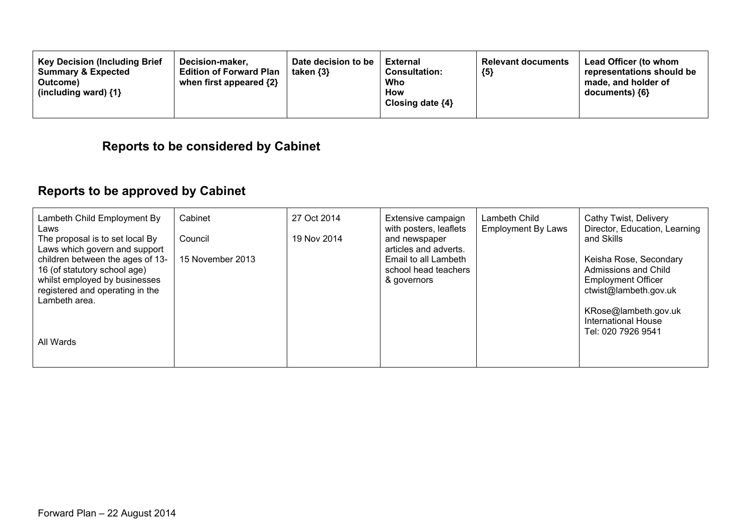| Key Decision (Including Brief Summary & Expected Outcome) (including ward) {1} | Decision-maker, Edition of Forward Plan when first appeared {2} | Date decision to be taken {3} | External Consultation: Who How Closing date {4} | Relevant documents {5} | Lead Officer (to whom representations should be made, and holder of documents) {6} |
|---|---|---|---|---|---|

## Reports to be considered by Cabinet

## Reports to be approved by Cabinet

| | | | | | |
|---|---|---|---|---|---|
| Lambeth Child Employment By Laws<br>The proposal is to set local By Laws which govern and support children between the ages of 13-16 (of statutory school age) whilst employed by businesses registered and operating in the Lambeth area.<br><br>All Wards | Cabinet<br><br>Council<br><br>15 November 2013 | 27 Oct 2014<br><br>19 Nov 2014 | Extensive campaign with posters, leaflets and newspaper articles and adverts. Email to all Lambeth school head teachers & governors | Lambeth Child Employment By Laws | Cathy Twist, Delivery Director, Education, Learning and Skills<br><br>Keisha Rose, Secondary Admissions and Child Employment Officer<br>ctwist@lambeth.gov.uk<br><br>KRose@lambeth.gov.uk<br>International House<br>Tel: 020 7926 9541 |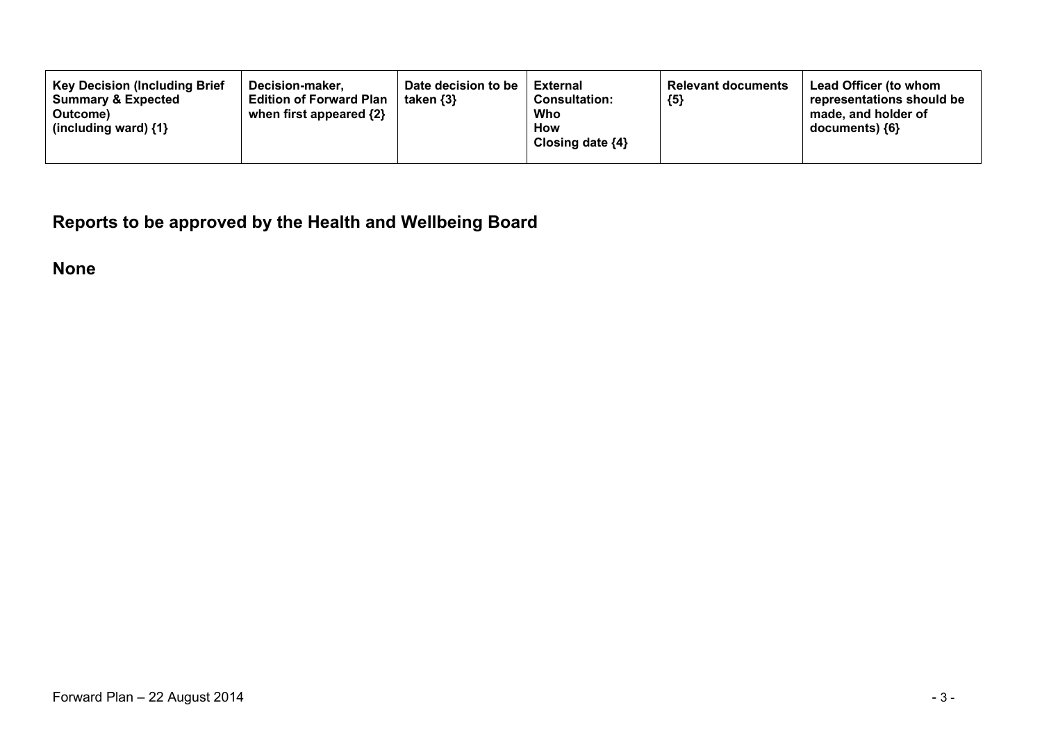| Key Decision (Including Brief Summary & Expected Outcome) (including ward) {1} | Decision-maker, Edition of Forward Plan when first appeared {2} | Date decision to be taken {3} | External Consultation: Who How Closing date {4} | Relevant documents {5} | Lead Officer (to whom representations should be made, and holder of documents) {6} |
|---|---|---|---|---|---|

## Reports to be approved by the Health and Wellbeing Board

**None**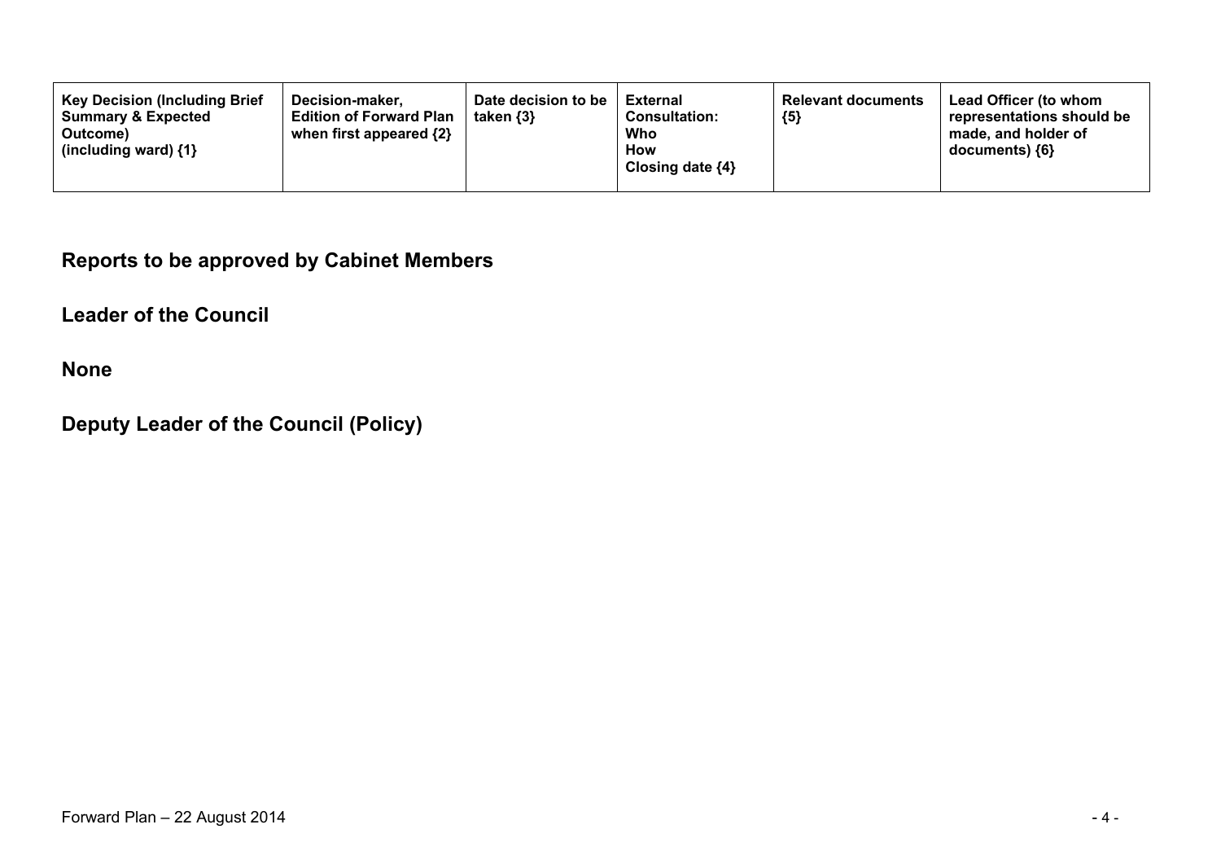| Key Decision (Including Brief Summary & Expected Outcome) (including ward) {1} | Decision-maker, Edition of Forward Plan when first appeared {2} | Date decision to be taken {3} | External Consultation: Who How Closing date {4} | Relevant documents {5} | Lead Officer (to whom representations should be made, and holder of documents) {6} |
|---|---|---|---|---|---|

## Reports to be approved by Cabinet Members

## Leader of the Council

## None

## Deputy Leader of the Council (Policy)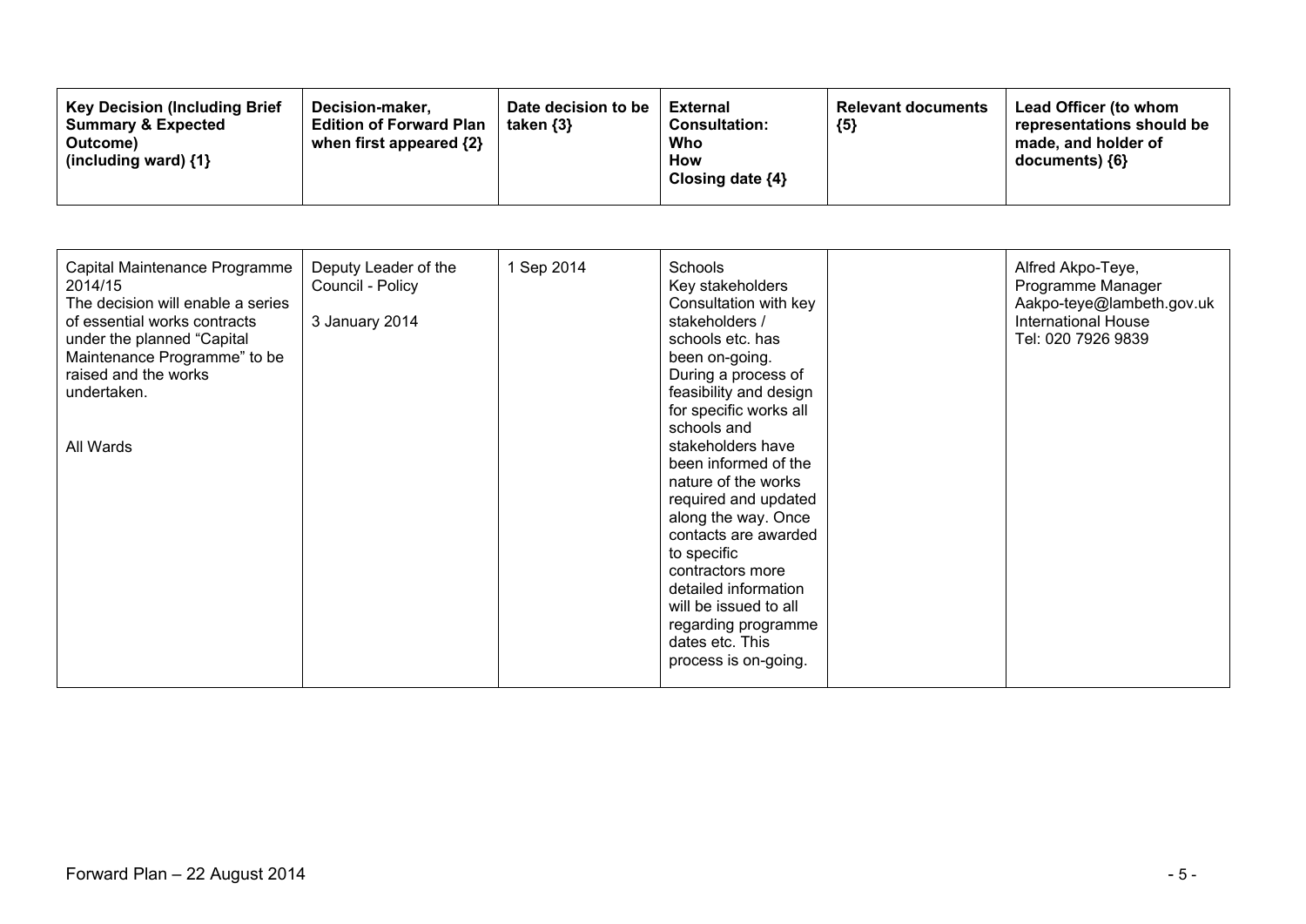| Key Decision (Including Brief Summary & Expected Outcome) (including ward) {1} | Decision-maker, Edition of Forward Plan when first appeared {2} | Date decision to be taken {3} | External Consultation: Who How Closing date {4} | Relevant documents {5} | Lead Officer (to whom representations should be made, and holder of documents) {6} |
|---|---|---|---|---|---|
| Capital Maintenance Programme 2014/15<br>The decision will enable a series of essential works contracts under the planned "Capital Maintenance Programme" to be raised and the works undertaken.<br><br>All Wards | Deputy Leader of the Council - Policy<br><br>3 January 2014 | 1 Sep 2014 | Schools<br>Key stakeholders<br>Consultation with key stakeholders / schools etc. has been on-going. During a process of feasibility and design for specific works all schools and stakeholders have been informed of the nature of the works required and updated along the way. Once contacts are awarded to specific contractors more detailed information will be issued to all regarding programme dates etc. This process is on-going. | | Alfred Akpo-Teye, Programme Manager<br>Aakpo-teye@lambeth.gov.uk<br>International House<br>Tel: 020 7926 9839 |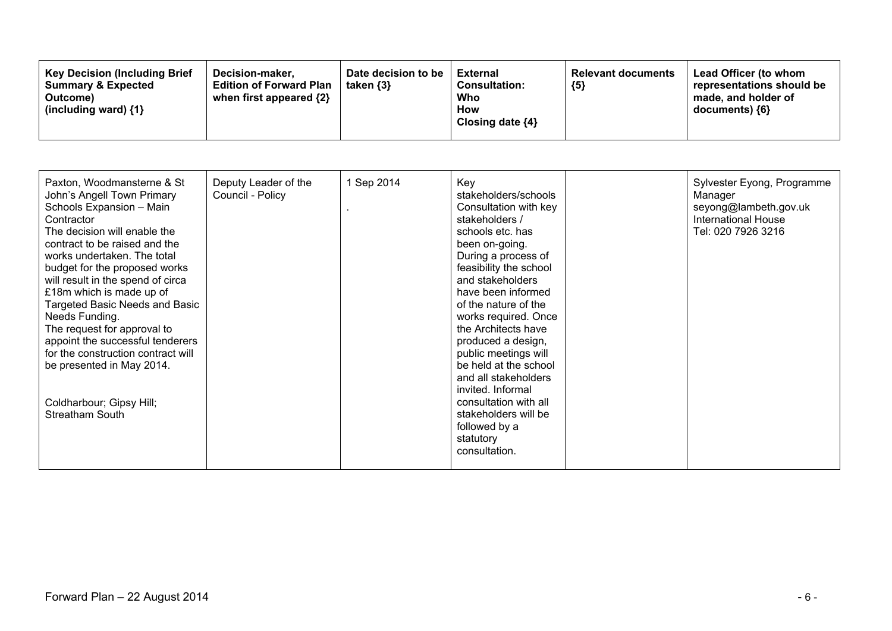| Key Decision (Including Brief Summary & Expected Outcome) (including ward) {1} | Decision-maker, Edition of Forward Plan when first appeared {2} | Date decision to be taken {3} | External Consultation: Who How Closing date {4} | Relevant documents {5} | Lead Officer (to whom representations should be made, and holder of documents) {6} |
|---|---|---|---|---|---|
| Paxton, Woodmansterne & St John's Angell Town Primary Schools Expansion – Main Contractor<br>The decision will enable the contract to be raised and the works undertaken. The total budget for the proposed works will result in the spend of circa £18m which is made up of Targeted Basic Needs and Basic Needs Funding.<br>The request for approval to appoint the successful tenderers for the construction contract will be presented in May 2014.<br><br>Coldharbour; Gipsy Hill; Streatham South | Deputy Leader of the Council - Policy | 1 Sep 2014<br>. | Key stakeholders/schools<br>Consultation with key stakeholders / schools etc. has been on-going. During a process of feasibility the school and stakeholders have been informed of the nature of the works required. Once the Architects have produced a design, public meetings will be held at the school and all stakeholders invited. Informal consultation with all stakeholders will be followed by a statutory consultation. | | Sylvester Eyong, Programme Manager<br>seyong@lambeth.gov.uk<br>International House<br>Tel: 020 7926 3216 |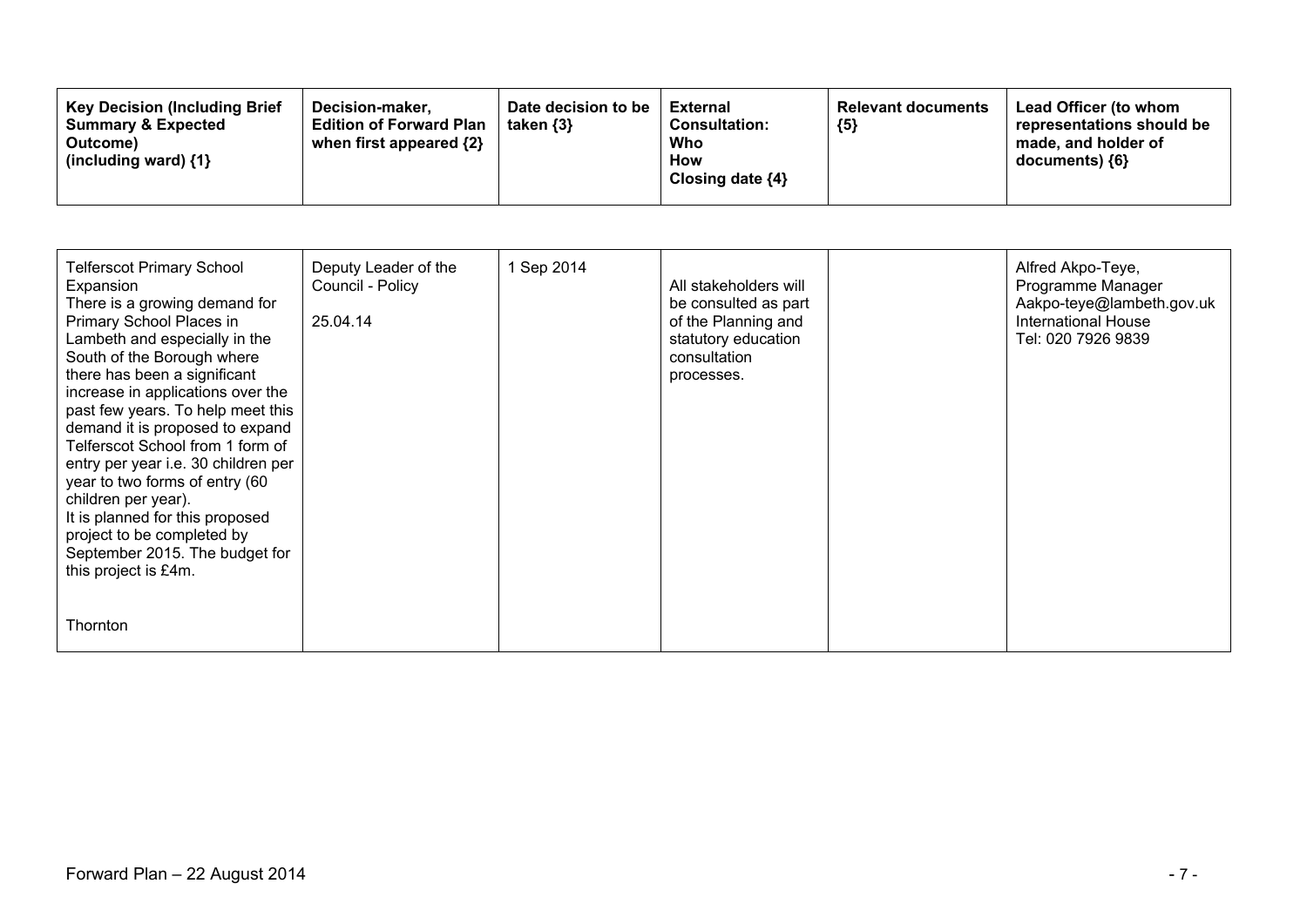| Key Decision (Including Brief Summary & Expected Outcome) (including ward) {1} | Decision-maker, Edition of Forward Plan when first appeared {2} | Date decision to be taken {3} | External Consultation: Who How Closing date {4} | Relevant documents {5} | Lead Officer (to whom representations should be made, and holder of documents) {6} |
|---|---|---|---|---|---|
| Telferscot Primary School Expansion<br>There is a growing demand for Primary School Places in Lambeth and especially in the South of the Borough where there has been a significant increase in applications over the past few years. To help meet this demand it is proposed to expand Telferscot School from 1 form of entry per year i.e. 30 children per year to two forms of entry (60 children per year).<br>It is planned for this proposed project to be completed by September 2015. The budget for this project is £4m.<br><br>Thornton | Deputy Leader of the Council - Policy<br><br>25.04.14 | 1 Sep 2014 | All stakeholders will be consulted as part of the Planning and statutory education consultation processes. | | Alfred Akpo-Teye, Programme Manager<br>Aakpo-teye@lambeth.gov.uk<br>International House<br>Tel: 020 7926 9839 |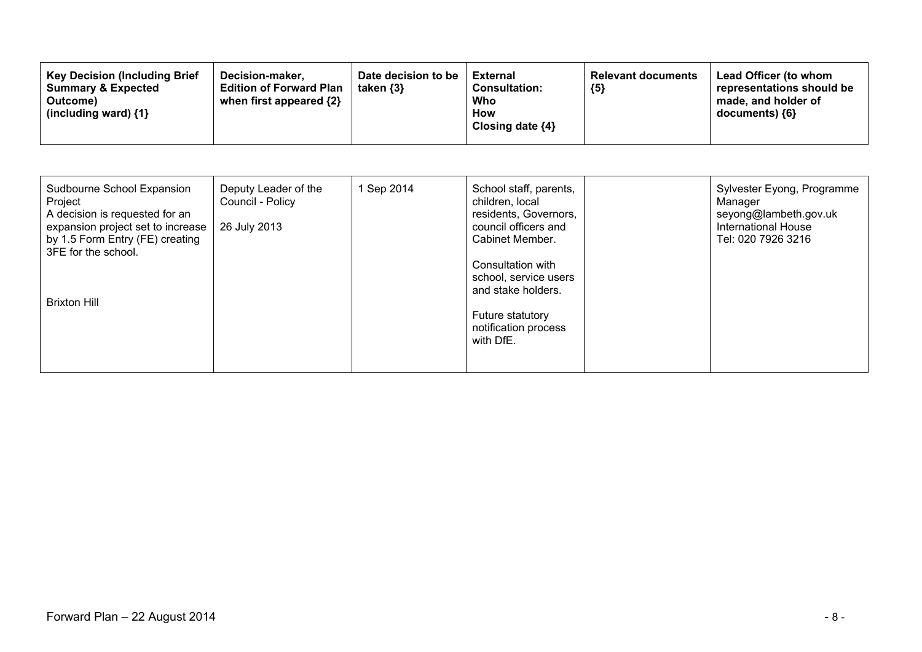| Key Decision (Including Brief Summary & Expected Outcome) (including ward) {1} | Decision-maker, Edition of Forward Plan when first appeared {2} | Date decision to be taken {3} | External Consultation: Who How Closing date {4} | Relevant documents {5} | Lead Officer (to whom representations should be made, and holder of documents) {6} |
|---|---|---|---|---|---|
| Sudbourne School Expansion Project<br>A decision is requested for an expansion project set to increase by 1.5 Form Entry (FE) creating 3FE for the school.<br><br>Brixton Hill | Deputy Leader of the Council - Policy<br><br>26 July 2013 | 1 Sep 2014 | School staff, parents, children, local residents, Governors, council officers and Cabinet Member.<br><br>Consultation with school, service users and stake holders.<br><br>Future statutory notification process with DfE. | | Sylvester Eyong, Programme Manager<br>seyong@lambeth.gov.uk<br>International House<br>Tel: 020 7926 3216 |

Forward Plan – 22 August 2014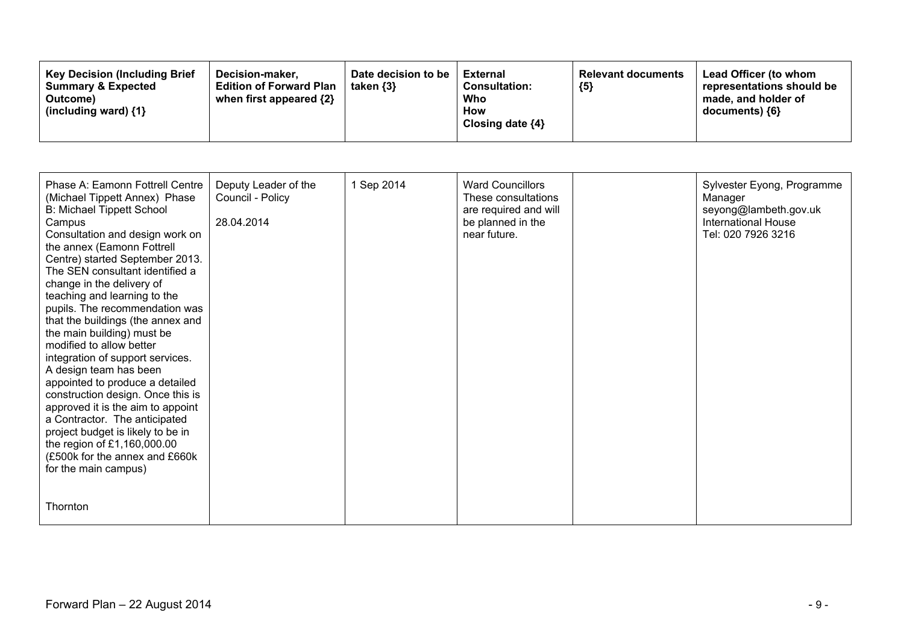| Key Decision (Including Brief Summary & Expected Outcome) (including ward) {1} | Decision-maker, Edition of Forward Plan when first appeared {2} | Date decision to be taken {3} | External Consultation: Who How Closing date {4} | Relevant documents {5} | Lead Officer (to whom representations should be made, and holder of documents) {6} |
|---|---|---|---|---|---|
| Phase A: Eamonn Fottrell Centre (Michael Tippett Annex) Phase B: Michael Tippett School Campus<br>Consultation and design work on the annex (Eamonn Fottrell Centre) started September 2013. The SEN consultant identified a change in the delivery of teaching and learning to the pupils. The recommendation was that the buildings (the annex and the main building) must be modified to allow better integration of support services. A design team has been appointed to produce a detailed construction design. Once this is approved it is the aim to appoint a Contractor. The anticipated project budget is likely to be in the region of £1,160,000.00 (£500k for the annex and £660k for the main campus)<br><br>Thornton | Deputy Leader of the Council - Policy<br><br>28.04.2014 | 1 Sep 2014 | Ward Councillors These consultations are required and will be planned in the near future. | | Sylvester Eyong, Programme Manager<br>seyong@lambeth.gov.uk<br>International House<br>Tel: 020 7926 3216 |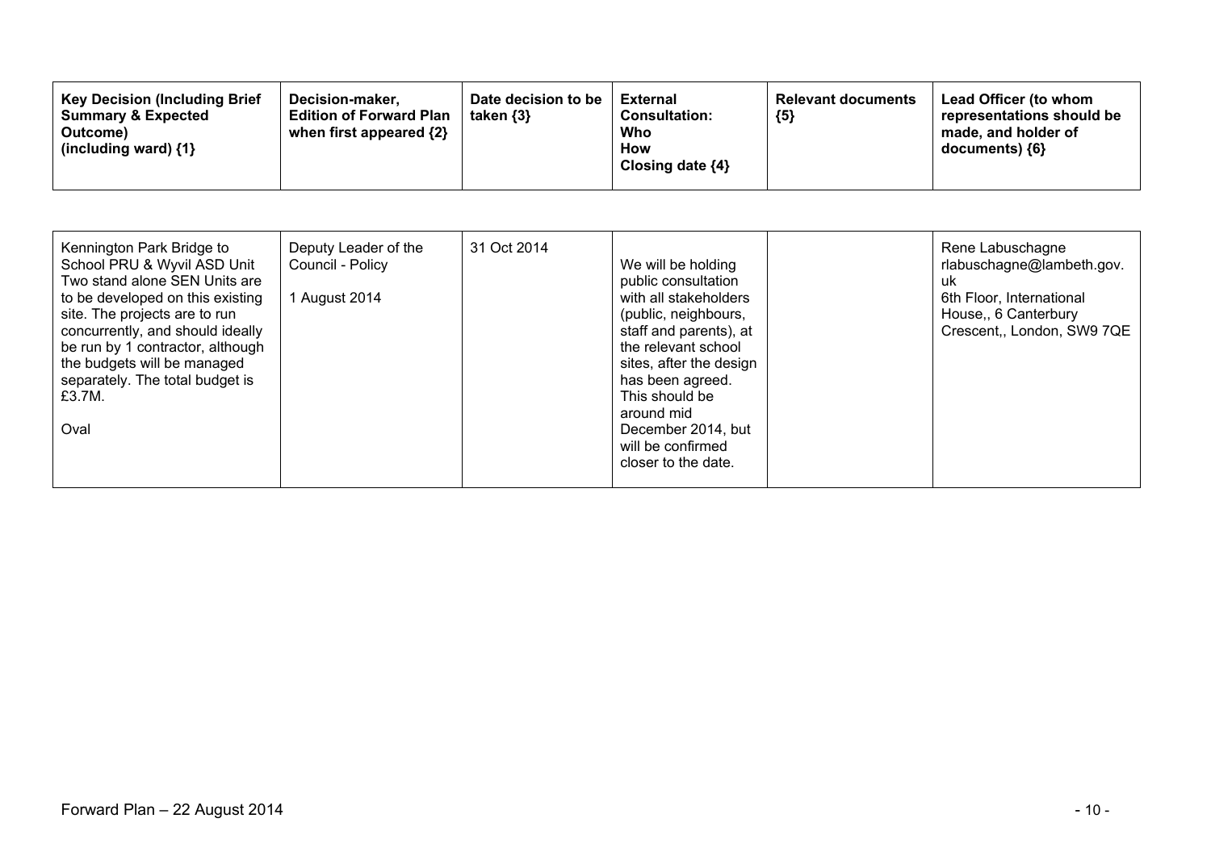| Key Decision (Including Brief Summary & Expected Outcome) (including ward) {1} | Decision-maker, Edition of Forward Plan when first appeared {2} | Date decision to be taken {3} | External Consultation: Who How Closing date {4} | Relevant documents {5} | Lead Officer (to whom representations should be made, and holder of documents) {6} |
|---|---|---|---|---|---|
| Kennington Park Bridge to School PRU & Wyvil ASD Unit Two stand alone SEN Units are to be developed on this existing site. The projects are to run concurrently, and should ideally be run by 1 contractor, although the budgets will be managed separately. The total budget is £3.7M.<br><br>Oval | Deputy Leader of the Council - Policy<br><br>1 August 2014 | 31 Oct 2014 | We will be holding public consultation with all stakeholders (public, neighbours, staff and parents), at the relevant school sites, after the design has been agreed. This should be around mid December 2014, but will be confirmed closer to the date. | | Rene Labuschagne<br>rlabuschagne@lambeth.gov.uk<br>6th Floor, International House,, 6 Canterbury Crescent,, London, SW9 7QE |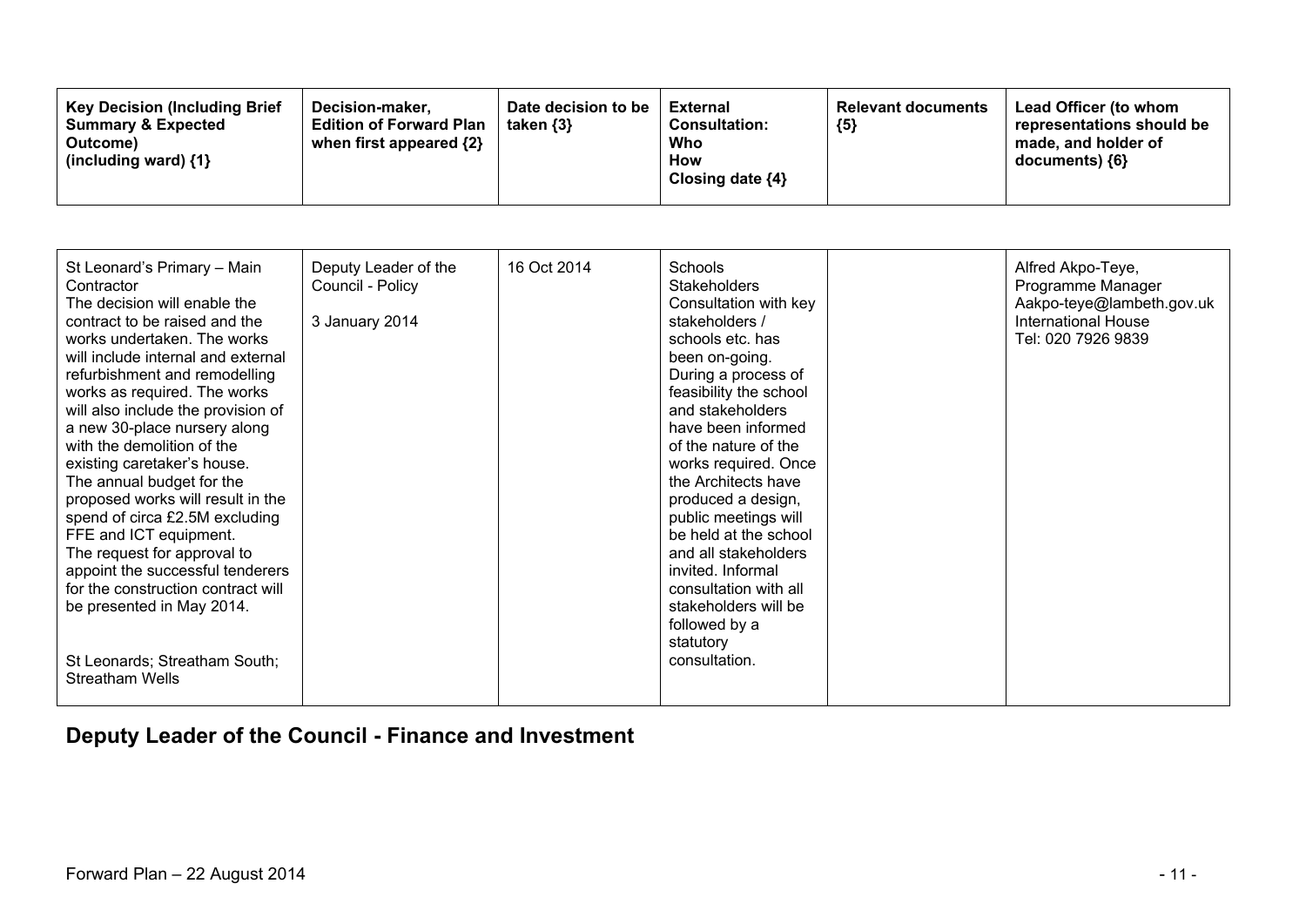| Key Decision (Including Brief Summary & Expected Outcome) (including ward) {1} | Decision-maker, Edition of Forward Plan when first appeared {2} | Date decision to be taken {3} | External Consultation: Who How Closing date {4} | Relevant documents {5} | Lead Officer (to whom representations should be made, and holder of documents) {6} |
|---|---|---|---|---|---|
| St Leonard's Primary – Main Contractor<br>The decision will enable the contract to be raised and the works undertaken. The works will include internal and external refurbishment and remodelling works as required. The works will also include the provision of a new 30-place nursery along with the demolition of the existing caretaker's house.<br>The annual budget for the proposed works will result in the spend of circa £2.5M excluding FFE and ICT equipment.<br>The request for approval to appoint the successful tenderers for the construction contract will be presented in May 2014.<br><br>St Leonards; Streatham South; Streatham Wells | Deputy Leader of the Council - Policy<br><br>3 January 2014 | 16 Oct 2014 | Schools<br>Stakeholders<br>Consultation with key stakeholders / schools etc. has been on-going. During a process of feasibility the school and stakeholders have been informed of the nature of the works required. Once the Architects have produced a design, public meetings will be held at the school and all stakeholders invited. Informal consultation with all stakeholders will be followed by a statutory consultation. | | Alfred Akpo-Teye, Programme Manager<br>Aakpo-teye@lambeth.gov.uk<br>International House<br>Tel: 020 7926 9839 |

## Deputy Leader of the Council - Finance and Investment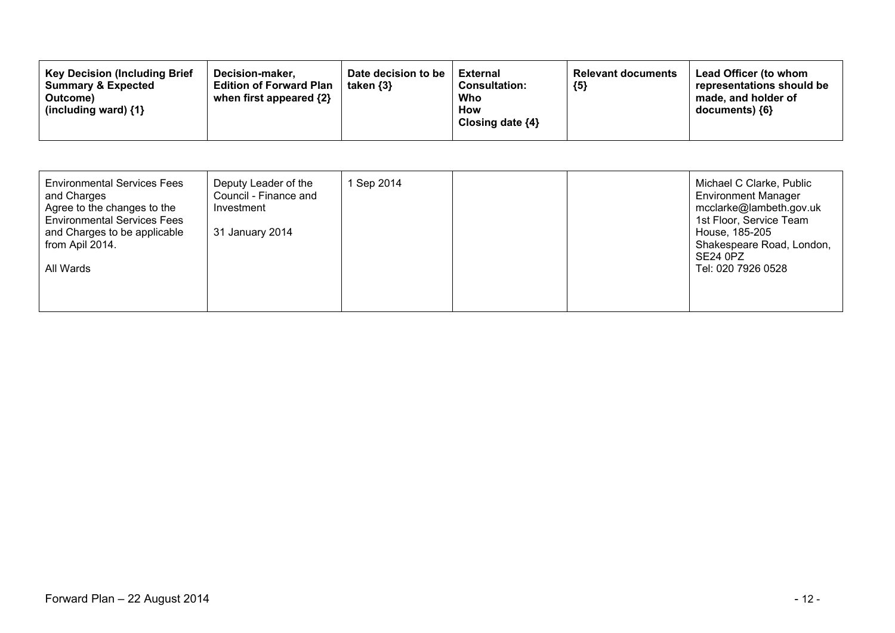| Key Decision (Including Brief Summary & Expected Outcome) (including ward) {1} | Decision-maker, Edition of Forward Plan when first appeared {2} | Date decision to be taken {3} | External Consultation: Who How Closing date {4} | Relevant documents {5} | Lead Officer (to whom representations should be made, and holder of documents) {6} |
|---|---|---|---|---|---|
| Environmental Services Fees and Charges<br>Agree to the changes to the Environmental Services Fees and Charges to be applicable from Apil 2014.<br><br>All Wards | Deputy Leader of the Council - Finance and Investment<br><br>31 January 2014 | 1 Sep 2014 | | | Michael C Clarke, Public Environment Manager<br>mcclarke@lambeth.gov.uk<br>1st Floor, Service Team House, 185-205 Shakespeare Road, London, SE24 0PZ<br>Tel: 020 7926 0528 |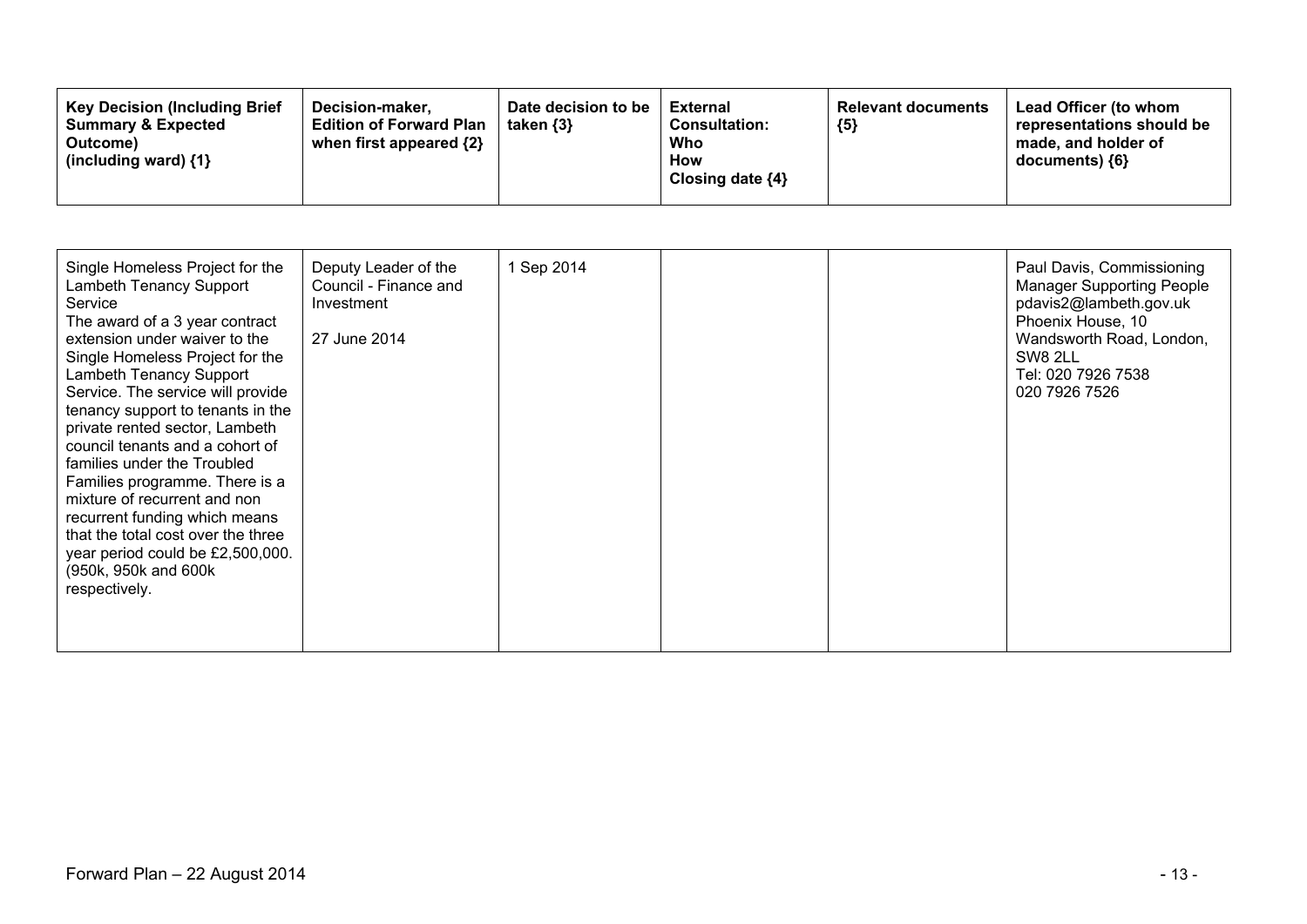| Key Decision (Including Brief Summary & Expected Outcome) (including ward) {1} | Decision-maker, Edition of Forward Plan when first appeared {2} | Date decision to be taken {3} | External Consultation: Who How Closing date {4} | Relevant documents {5} | Lead Officer (to whom representations should be made, and holder of documents) {6} |
|---|---|---|---|---|---|
| Single Homeless Project for the Lambeth Tenancy Support Service<br>The award of a 3 year contract extension under waiver to the Single Homeless Project for the Lambeth Tenancy Support Service. The service will provide tenancy support to tenants in the private rented sector, Lambeth council tenants and a cohort of families under the Troubled Families programme. There is a mixture of recurrent and non recurrent funding which means that the total cost over the three year period could be £2,500,000. (950k, 950k and 600k respectively. | Deputy Leader of the Council - Finance and Investment<br><br>27 June 2014 | 1 Sep 2014 | | | Paul Davis, Commissioning Manager Supporting People<br>pdavis2@lambeth.gov.uk<br>Phoenix House, 10 Wandsworth Road, London, SW8 2LL<br>Tel: 020 7926 7538<br>020 7926 7526 |

Forward Plan – 22 August 2014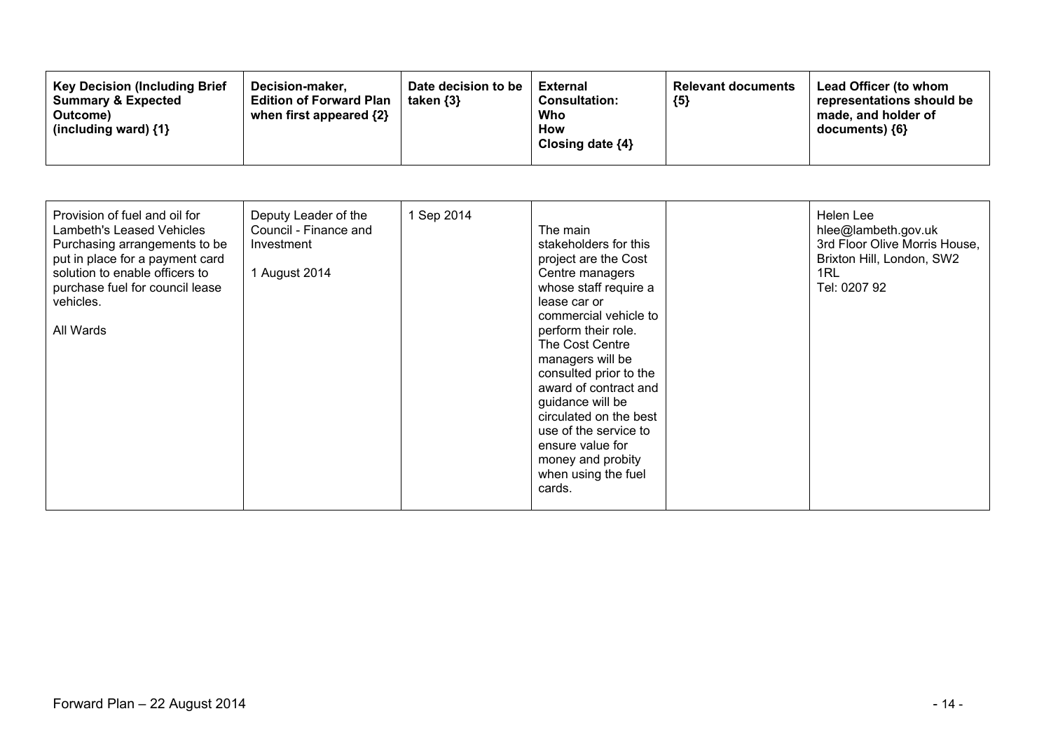| Key Decision (Including Brief Summary & Expected Outcome) (including ward) {1} | Decision-maker, Edition of Forward Plan when first appeared {2} | Date decision to be taken {3} | External Consultation: Who How Closing date {4} | Relevant documents {5} | Lead Officer (to whom representations should be made, and holder of documents) {6} |
|---|---|---|---|---|---|
| Provision of fuel and oil for Lambeth's Leased Vehicles Purchasing arrangements to be put in place for a payment card solution to enable officers to purchase fuel for council lease vehicles.<br><br>All Wards | Deputy Leader of the Council - Finance and Investment<br><br>1 August 2014 | 1 Sep 2014 | The main stakeholders for this project are the Cost Centre managers whose staff require a lease car or commercial vehicle to perform their role. The Cost Centre managers will be consulted prior to the award of contract and guidance will be circulated on the best use of the service to ensure value for money and probity when using the fuel cards. | | Helen Lee<br>hlee@lambeth.gov.uk<br>3rd Floor Olive Morris House, Brixton Hill, London, SW2 1RL<br>Tel: 0207 92 |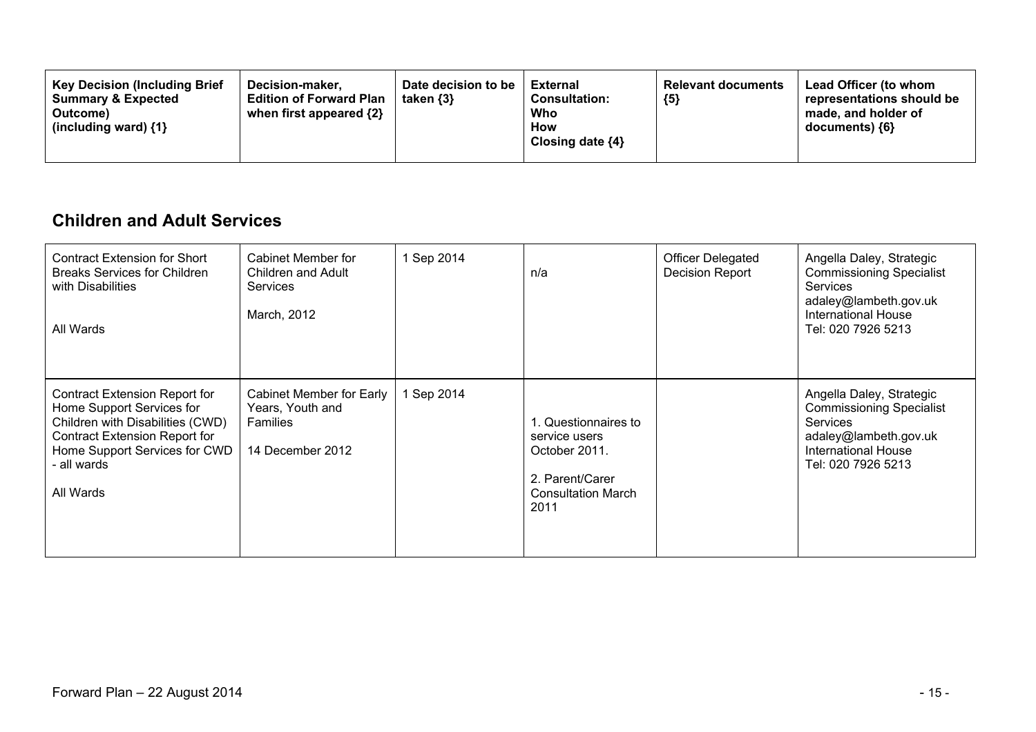| Key Decision (Including Brief Summary & Expected Outcome) (including ward) {1} | Decision-maker, Edition of Forward Plan when first appeared {2} | Date decision to be taken {3} | External Consultation: Who How Closing date {4} | Relevant documents {5} | Lead Officer (to whom representations should be made, and holder of documents) {6} |
|---|---|---|---|---|---|

## Children and Adult Services

| Key Decision (Including Brief Summary & Expected Outcome) (including ward) {1} | Decision-maker, Edition of Forward Plan when first appeared {2} | Date decision to be taken {3} | External Consultation: Who How Closing date {4} | Relevant documents {5} | Lead Officer (to whom representations should be made, and holder of documents) {6} |
|---|---|---|---|---|---|
| Contract Extension for Short Breaks Services for Children with Disabilities<br><br>All Wards | Cabinet Member for Children and Adult Services<br><br>March, 2012 | 1 Sep 2014 | n/a | Officer Delegated Decision Report | Angella Daley, Strategic Commissioning Specialist Services adaley@lambeth.gov.uk International House Tel: 020 7926 5213 |
| Contract Extension Report for Home Support Services for Children with Disabilities (CWD) Contract Extension Report for Home Support Services for CWD - all wards<br><br>All Wards | Cabinet Member for Early Years, Youth and Families<br><br>14 December 2012 | 1 Sep 2014 | 1. Questionnaires to service users October 2011.<br><br>2. Parent/Carer Consultation March 2011 | | Angella Daley, Strategic Commissioning Specialist Services adaley@lambeth.gov.uk International House Tel: 020 7926 5213 |

Forward Plan – 22 August 2014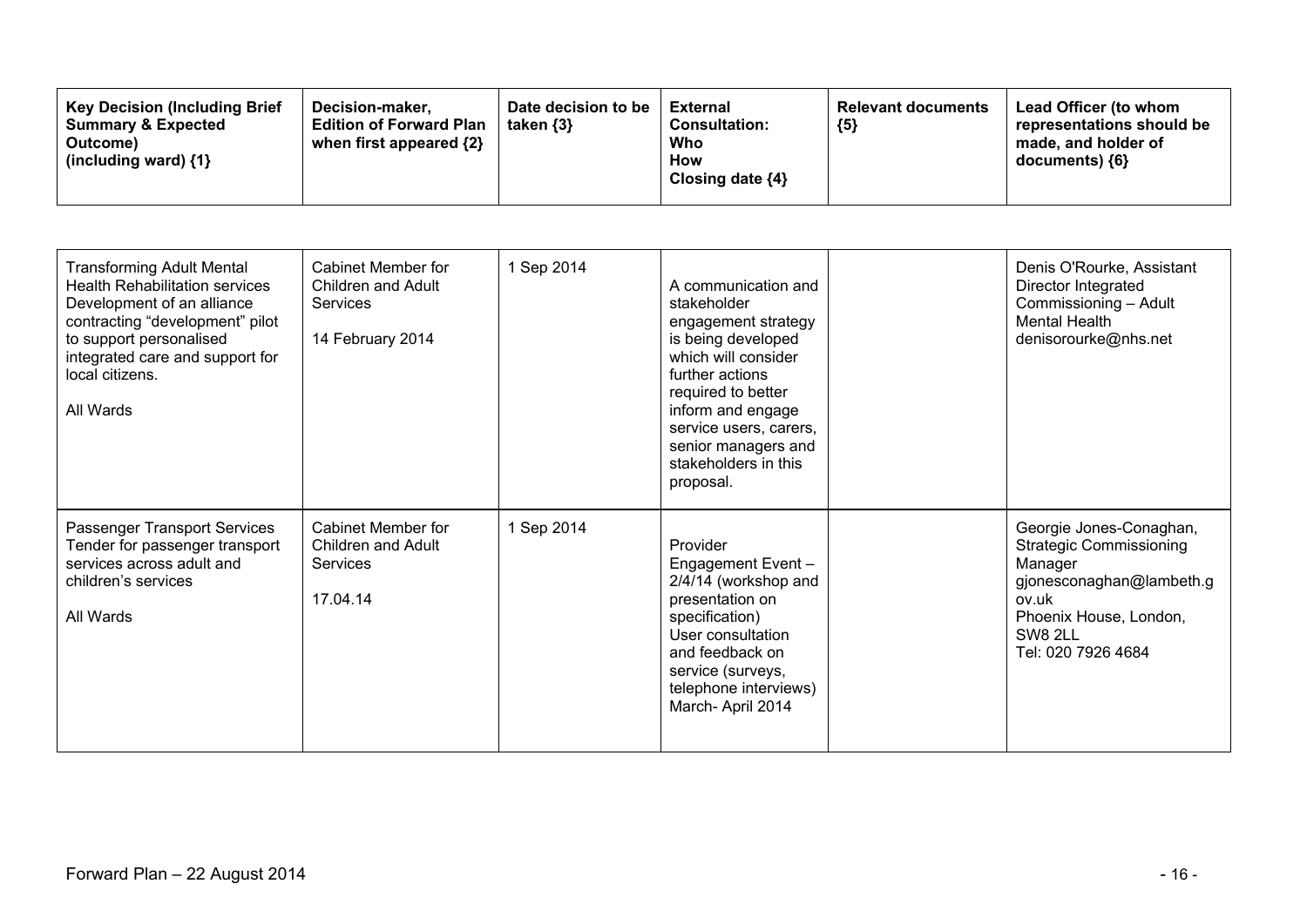| Key Decision (Including Brief Summary & Expected Outcome) (including ward) {1} | Decision-maker, Edition of Forward Plan when first appeared {2} | Date decision to be taken {3} | External Consultation: Who How Closing date {4} | Relevant documents {5} | Lead Officer (to whom representations should be made, and holder of documents) {6} |
|---|---|---|---|---|---|
| Transforming Adult Mental Health Rehabilitation services Development of an alliance contracting "development" pilot to support personalised integrated care and support for local citizens.<br><br>All Wards | Cabinet Member for Children and Adult Services<br><br>14 February 2014 | 1 Sep 2014 | A communication and stakeholder engagement strategy is being developed which will consider further actions required to better inform and engage service users, carers, senior managers and stakeholders in this proposal. | | Denis O'Rourke, Assistant Director Integrated Commissioning – Adult Mental Health denisorourke@nhs.net |
| Passenger Transport Services Tender for passenger transport services across adult and children's services<br><br>All Wards | Cabinet Member for Children and Adult Services<br><br>17.04.14 | 1 Sep 2014 | Provider Engagement Event – 2/4/14 (workshop and presentation on specification)<br>User consultation and feedback on service (surveys, telephone interviews)<br>March- April 2014 | | Georgie Jones-Conaghan, Strategic Commissioning Manager gjonesconaghan@lambeth.gov.uk<br>Phoenix House, London, SW8 2LL<br>Tel: 020 7926 4684 |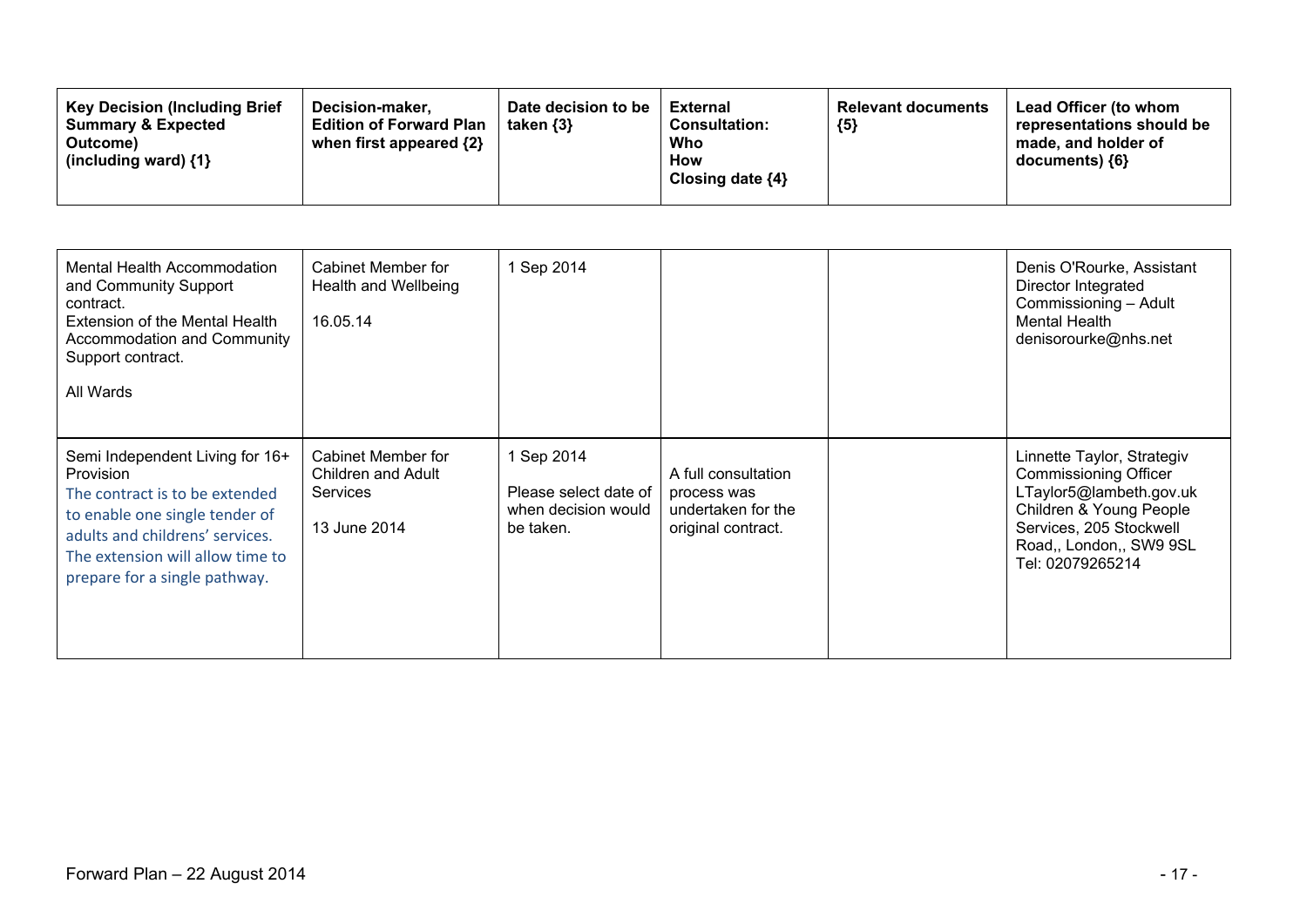| Key Decision (Including Brief Summary & Expected Outcome) (including ward) {1} | Decision-maker, Edition of Forward Plan when first appeared {2} | Date decision to be taken {3} | External Consultation: Who How Closing date {4} | Relevant documents {5} | Lead Officer (to whom representations should be made, and holder of documents) {6} |
|---|---|---|---|---|---|
| Mental Health Accommodation and Community Support contract.<br>Extension of the Mental Health Accommodation and Community Support contract.<br><br>All Wards | Cabinet Member for Health and Wellbeing<br><br>16.05.14 | 1 Sep 2014 | | | Denis O'Rourke, Assistant Director Integrated Commissioning – Adult Mental Health<br>denisorourke@nhs.net |
| Semi Independent Living for 16+ Provision<br>The contract is to be extended to enable one single tender of adults and childrens' services. The extension will allow time to prepare for a single pathway. | Cabinet Member for Children and Adult Services<br><br>13 June 2014 | 1 Sep 2014<br>Please select date of when decision would be taken. | A full consultation process was undertaken for the original contract. | | Linnette Taylor, Strategiv Commissioning Officer<br>LTaylor5@lambeth.gov.uk<br>Children & Young People Services, 205 Stockwell Road,, London,, SW9 9SL<br>Tel: 02079265214 |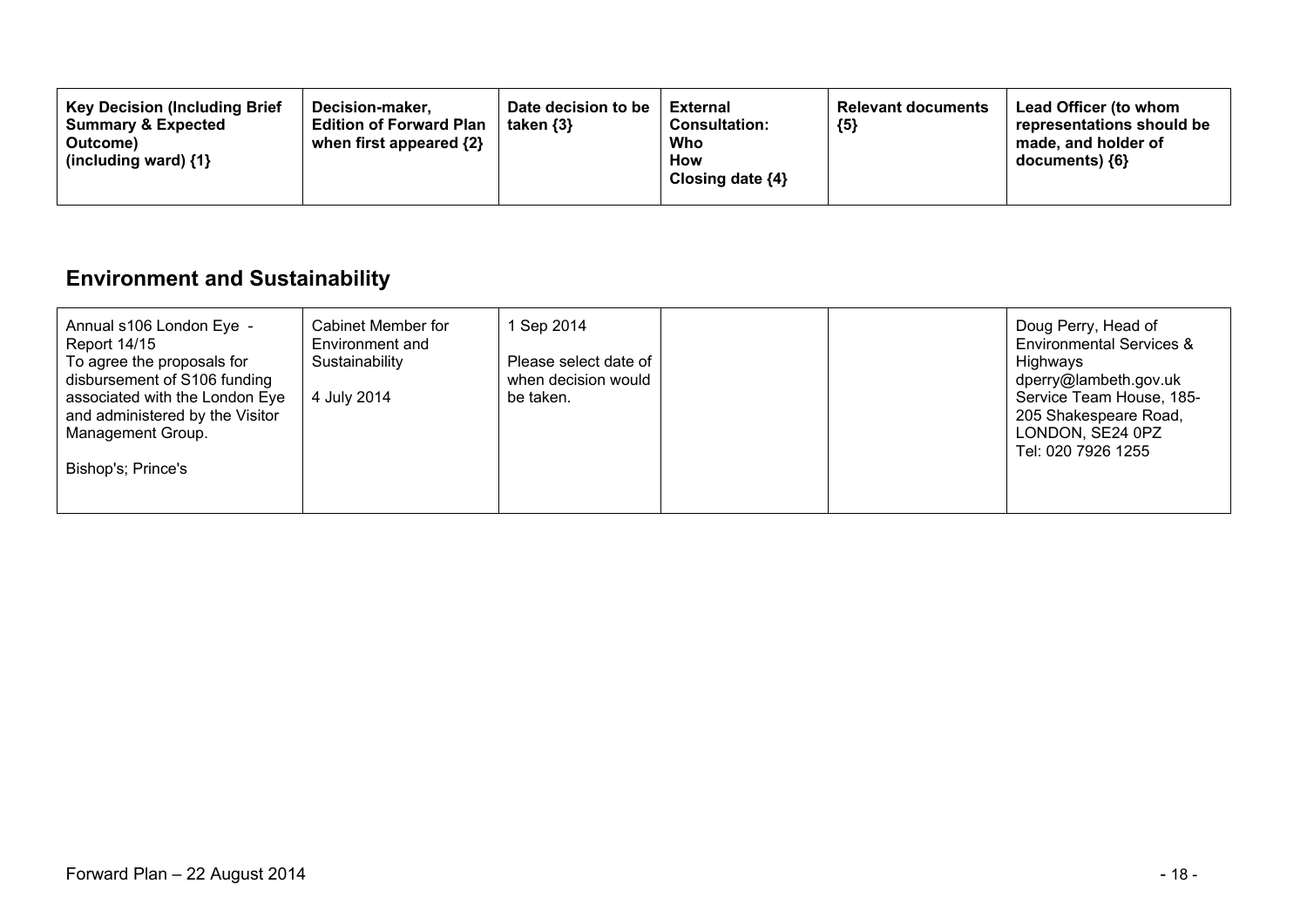| Key Decision (Including Brief Summary & Expected Outcome) (including ward) {1} | Decision-maker, Edition of Forward Plan when first appeared {2} | Date decision to be taken {3} | External Consultation: Who How Closing date {4} | Relevant documents {5} | Lead Officer (to whom representations should be made, and holder of documents) {6} |
|---|---|---|---|---|---|

## Environment and Sustainability

| Key Decision (Including Brief Summary & Expected Outcome) (including ward) {1} | Decision-maker, Edition of Forward Plan when first appeared {2} | Date decision to be taken {3} | External Consultation: Who How Closing date {4} | Relevant documents {5} | Lead Officer (to whom representations should be made, and holder of documents) {6} |
|---|---|---|---|---|---|
| Annual s106 London Eye - Report 14/15<br>To agree the proposals for disbursement of S106 funding associated with the London Eye and administered by the Visitor Management Group.<br><br>Bishop's; Prince's | Cabinet Member for Environment and Sustainability<br><br>4 July 2014 | 1 Sep 2014<br><br>Please select date of when decision would be taken. | | | Doug Perry, Head of Environmental Services & Highways<br>dperry@lambeth.gov.uk<br>Service Team House, 185-205 Shakespeare Road, LONDON, SE24 0PZ<br>Tel: 020 7926 1255 |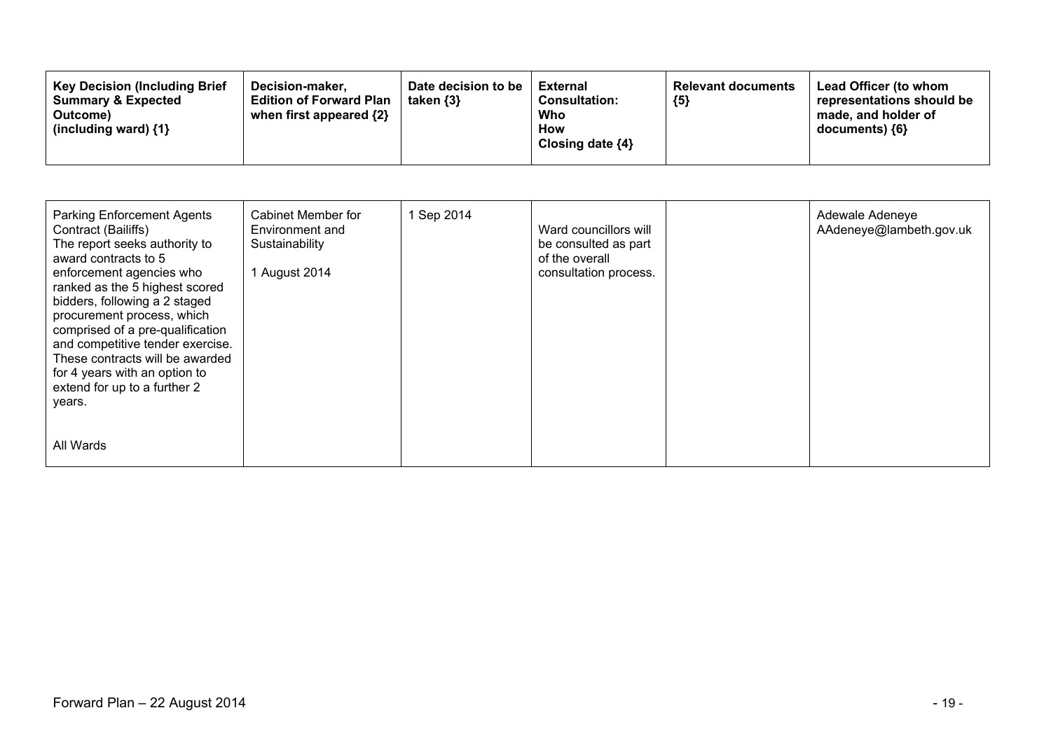| Key Decision (Including Brief Summary & Expected Outcome) (including ward) {1} | Decision-maker, Edition of Forward Plan when first appeared {2} | Date decision to be taken {3} | External Consultation: Who How Closing date {4} | Relevant documents {5} | Lead Officer (to whom representations should be made, and holder of documents) {6} |
|---|---|---|---|---|---|
| Parking Enforcement Agents Contract (Bailiffs)<br>The report seeks authority to award contracts to 5 enforcement agencies who ranked as the 5 highest scored bidders, following a 2 staged procurement process, which comprised of a pre-qualification and competitive tender exercise. These contracts will be awarded for 4 years with an option to extend for up to a further 2 years.<br><br>All Wards | Cabinet Member for Environment and Sustainability<br><br>1 August 2014 | 1 Sep 2014 | Ward councillors will be consulted as part of the overall consultation process. | | Adewale Adeneye<br>AAdeneye@lambeth.gov.uk |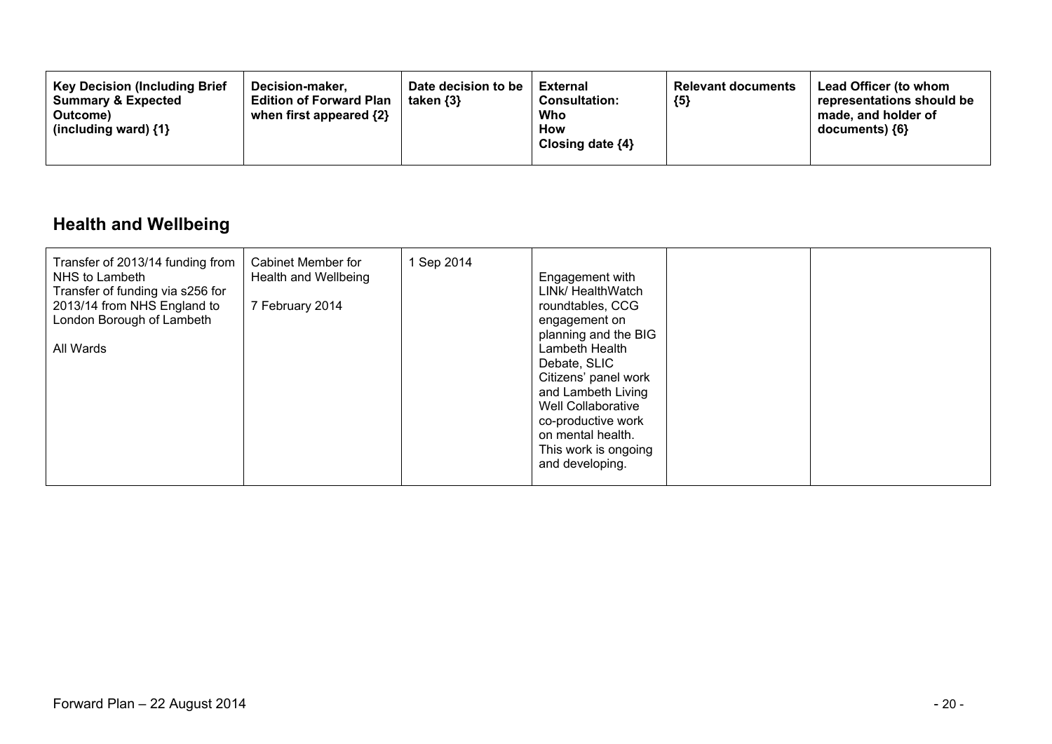| Key Decision (Including Brief Summary & Expected Outcome) (including ward) {1} | Decision-maker, Edition of Forward Plan when first appeared {2} | Date decision to be taken {3} | External Consultation: Who How Closing date {4} | Relevant documents {5} | Lead Officer (to whom representations should be made, and holder of documents) {6} |
|---|---|---|---|---|---|

## Health and Wellbeing

| Key Decision (Including Brief Summary & Expected Outcome) (including ward) {1} | Decision-maker, Edition of Forward Plan when first appeared {2} | Date decision to be taken {3} | External Consultation: Who How Closing date {4} | Relevant documents {5} | Lead Officer (to whom representations should be made, and holder of documents) {6} |
|---|---|---|---|---|---|
| Transfer of 2013/14 funding from NHS to Lambeth<br>Transfer of funding via s256 for 2013/14 from NHS England to London Borough of Lambeth<br><br>All Wards | Cabinet Member for Health and Wellbeing<br><br>7 February 2014 | 1 Sep 2014 | Engagement with LINk/ HealthWatch roundtables, CCG engagement on planning and the BIG Lambeth Health Debate, SLIC Citizens' panel work and Lambeth Living Well Collaborative co-productive work on mental health. This work is ongoing and developing. | | |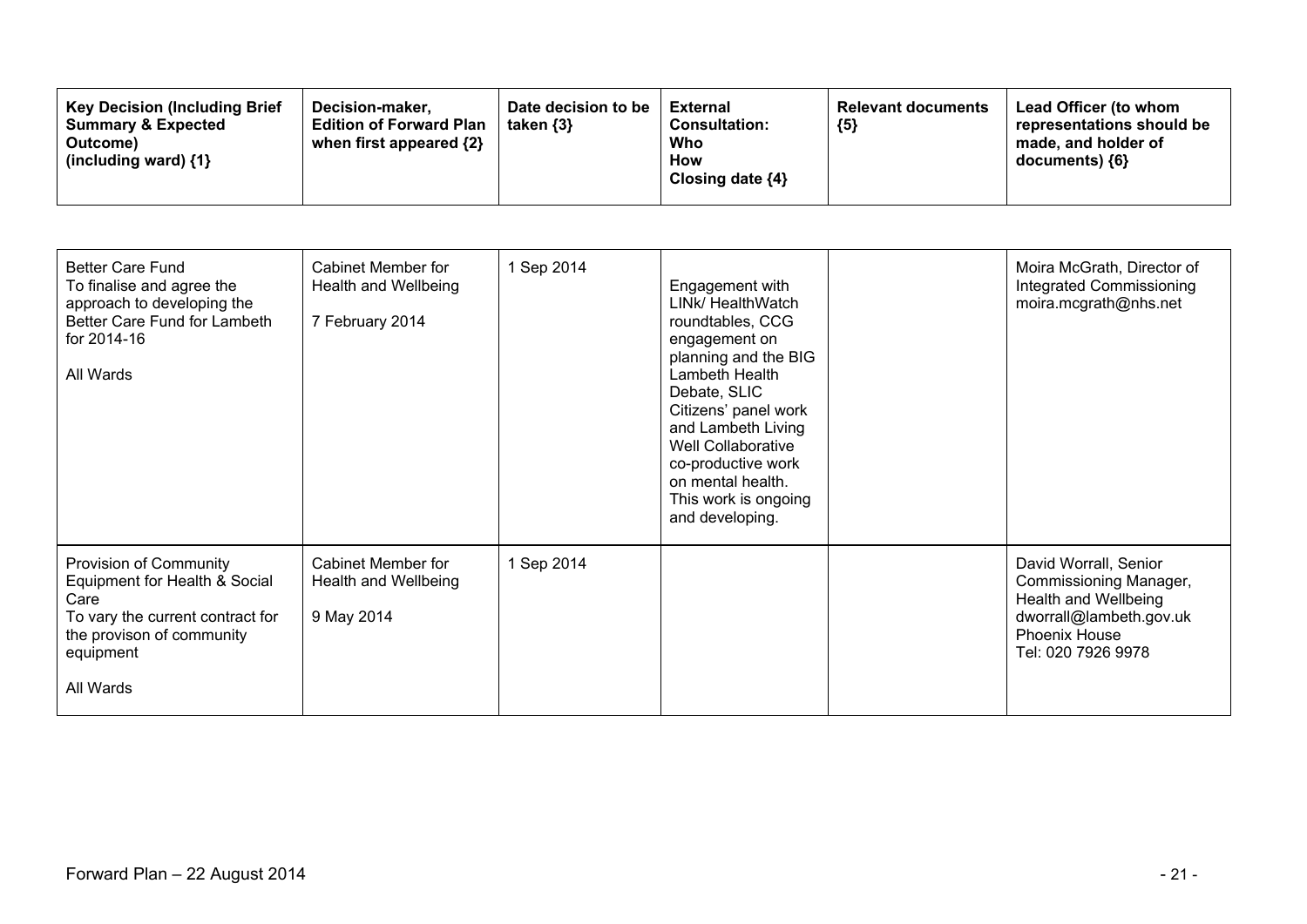| Key Decision (Including Brief Summary & Expected Outcome) (including ward) {1} | Decision-maker, Edition of Forward Plan when first appeared {2} | Date decision to be taken {3} | External Consultation: Who How Closing date {4} | Relevant documents {5} | Lead Officer (to whom representations should be made, and holder of documents) {6} |
|---|---|---|---|---|---|
| Better Care Fund<br>To finalise and agree the approach to developing the Better Care Fund for Lambeth for 2014-16<br><br>All Wards | Cabinet Member for Health and Wellbeing<br><br>7 February 2014 | 1 Sep 2014 | Engagement with LINk/ HealthWatch roundtables, CCG engagement on planning and the BIG Lambeth Health Debate, SLIC Citizens' panel work and Lambeth Living Well Collaborative co-productive work on mental health. This work is ongoing and developing. | | Moira McGrath, Director of Integrated Commissioning<br>moira.mcgrath@nhs.net |
| Provision of Community Equipment for Health & Social Care<br>To vary the current contract for the provison of community equipment<br><br>All Wards | Cabinet Member for Health and Wellbeing<br><br>9 May 2014 | 1 Sep 2014 | | | David Worrall, Senior Commissioning Manager, Health and Wellbeing<br>dworrall@lambeth.gov.uk<br>Phoenix House<br>Tel: 020 7926 9978 |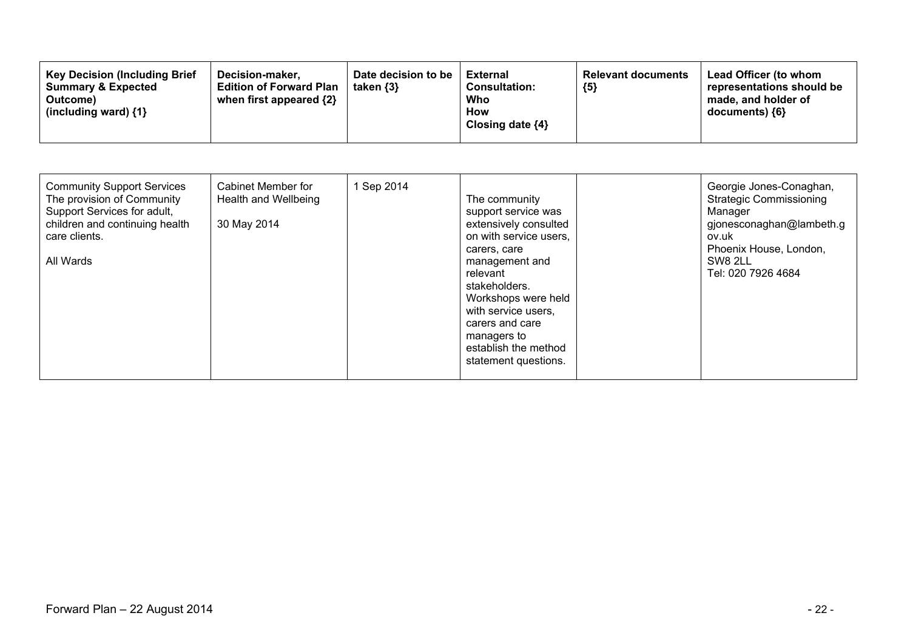| Key Decision (Including Brief Summary & Expected Outcome) (including ward) {1} | Decision-maker, Edition of Forward Plan when first appeared {2} | Date decision to be taken {3} | External Consultation: Who How Closing date {4} | Relevant documents {5} | Lead Officer (to whom representations should be made, and holder of documents) {6} |
|---|---|---|---|---|---|
| Community Support Services<br>The provision of Community Support Services for adult, children and continuing health care clients.<br><br>All Wards | Cabinet Member for Health and Wellbeing<br><br>30 May 2014 | 1 Sep 2014 | The community support service was extensively consulted on with service users, carers, care management and relevant stakeholders. Workshops were held with service users, carers and care managers to establish the method statement questions. | | Georgie Jones-Conaghan, Strategic Commissioning Manager<br>gjonesconaghan@lambeth.gov.uk<br>Phoenix House, London, SW8 2LL<br>Tel: 020 7926 4684 |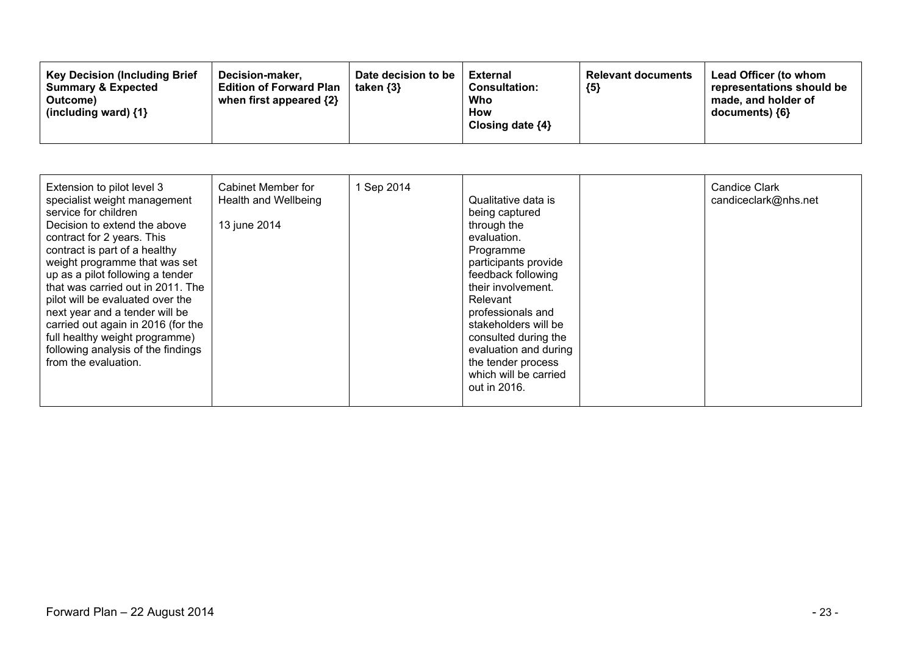| Key Decision (Including Brief Summary & Expected Outcome) (including ward) {1} | Decision-maker, Edition of Forward Plan when first appeared {2} | Date decision to be taken {3} | External Consultation: Who How Closing date {4} | Relevant documents {5} | Lead Officer (to whom representations should be made, and holder of documents) {6} |
|---|---|---|---|---|---|
| Extension to pilot level 3 specialist weight management service for children<br>Decision to extend the above contract for 2 years. This contract is part of a healthy weight programme that was set up as a pilot following a tender that was carried out in 2011. The pilot will be evaluated over the next year and a tender will be carried out again in 2016 (for the full healthy weight programme) following analysis of the findings from the evaluation. | Cabinet Member for Health and Wellbeing<br><br>13 june 2014 | 1 Sep 2014 | Qualitative data is being captured through the evaluation. Programme participants provide feedback following their involvement. Relevant professionals and stakeholders will be consulted during the evaluation and during the tender process which will be carried out in 2016. | | Candice Clark<br>candiceclark@nhs.net |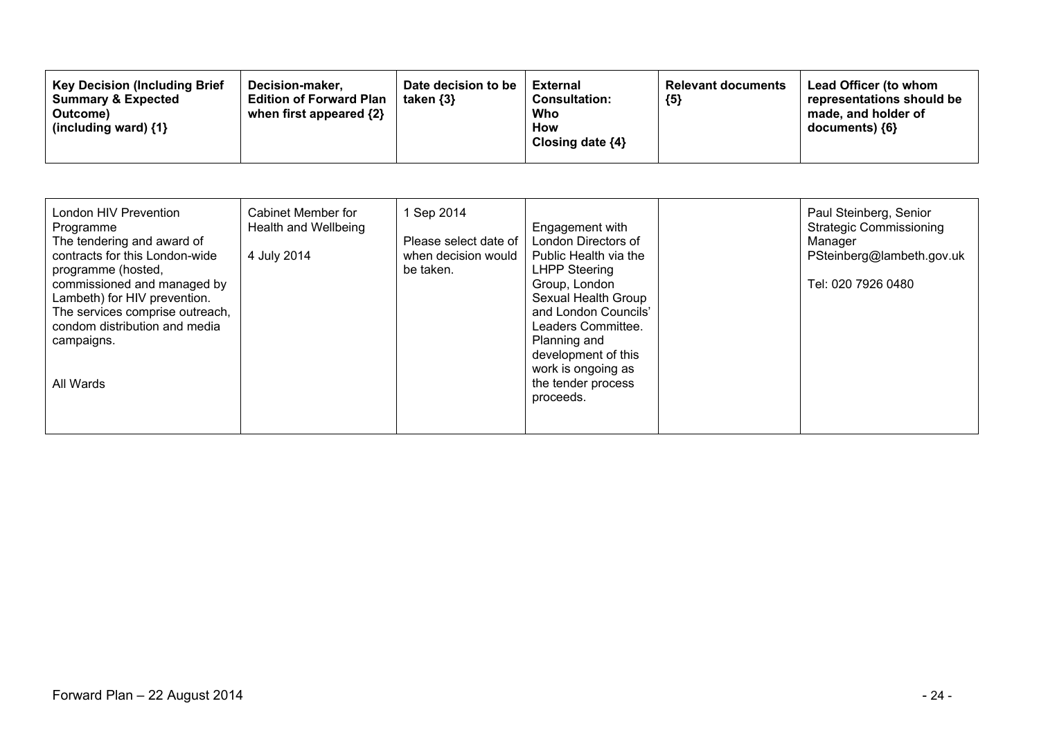| Key Decision (Including Brief Summary & Expected Outcome) (including ward) {1} | Decision-maker, Edition of Forward Plan when first appeared {2} | Date decision to be taken {3} | External Consultation: Who How Closing date {4} | Relevant documents {5} | Lead Officer (to whom representations should be made, and holder of documents) {6} |
|---|---|---|---|---|---|
| London HIV Prevention Programme<br>The tendering and award of contracts for this London-wide programme (hosted, commissioned and managed by Lambeth) for HIV prevention. The services comprise outreach, condom distribution and media campaigns.<br><br>All Wards | Cabinet Member for Health and Wellbeing<br><br>4 July 2014 | 1 Sep 2014<br><br>Please select date of when decision would be taken. | Engagement with London Directors of Public Health via the LHPP Steering Group, London Sexual Health Group and London Councils' Leaders Committee. Planning and development of this work is ongoing as the tender process proceeds. | | Paul Steinberg, Senior Strategic Commissioning Manager<br>PSteinberg@lambeth.gov.uk<br><br>Tel: 020 7926 0480 |

Forward Plan – 22 August 2014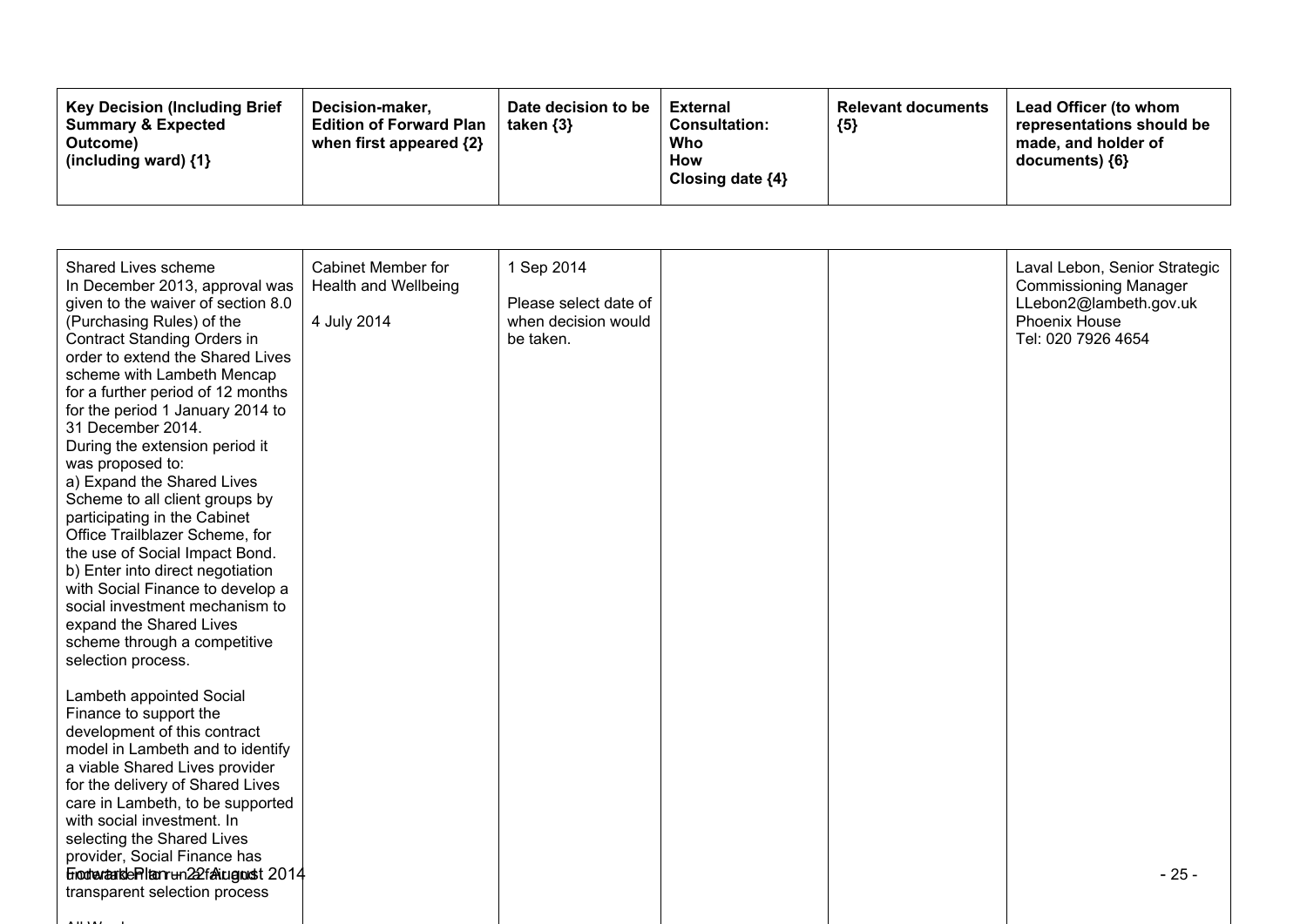| Key Decision (Including Brief Summary & Expected Outcome) (including ward) {1} | Decision-maker, Edition of Forward Plan when first appeared {2} | Date decision to be taken {3} | External Consultation: Who How Closing date {4} | Relevant documents {5} | Lead Officer (to whom representations should be made, and holder of documents) {6} |
|---|---|---|---|---|---|
| Shared Lives scheme<br>In December 2013, approval was given to the waiver of section 8.0 (Purchasing Rules) of the Contract Standing Orders in order to extend the Shared Lives scheme with Lambeth Mencap for a further period of 12 months for the period 1 January 2014 to 31 December 2014.<br>During the extension period it was proposed to:<br>a) Expand the Shared Lives Scheme to all client groups by participating in the Cabinet Office Trailblazer Scheme, for the use of Social Impact Bond.<br>b) Enter into direct negotiation with Social Finance to develop a social investment mechanism to expand the Shared Lives scheme through a competitive selection process.<br><br>Lambeth appointed Social Finance to support the development of this contract model in Lambeth and to identify a viable Shared Lives provider for the delivery of Shared Lives care in Lambeth, to be supported with social investment. In selecting the Shared Lives provider, Social Finance has undertaken a fair and transparent selection process | Cabinet Member for Health and Wellbeing<br><br>4 July 2014 | 1 Sep 2014<br><br>Please select date of when decision would be taken. | | | Laval Lebon, Senior Strategic Commissioning Manager<br>LLebon2@lambeth.gov.uk<br>Phoenix House<br>Tel: 020 7926 4654 |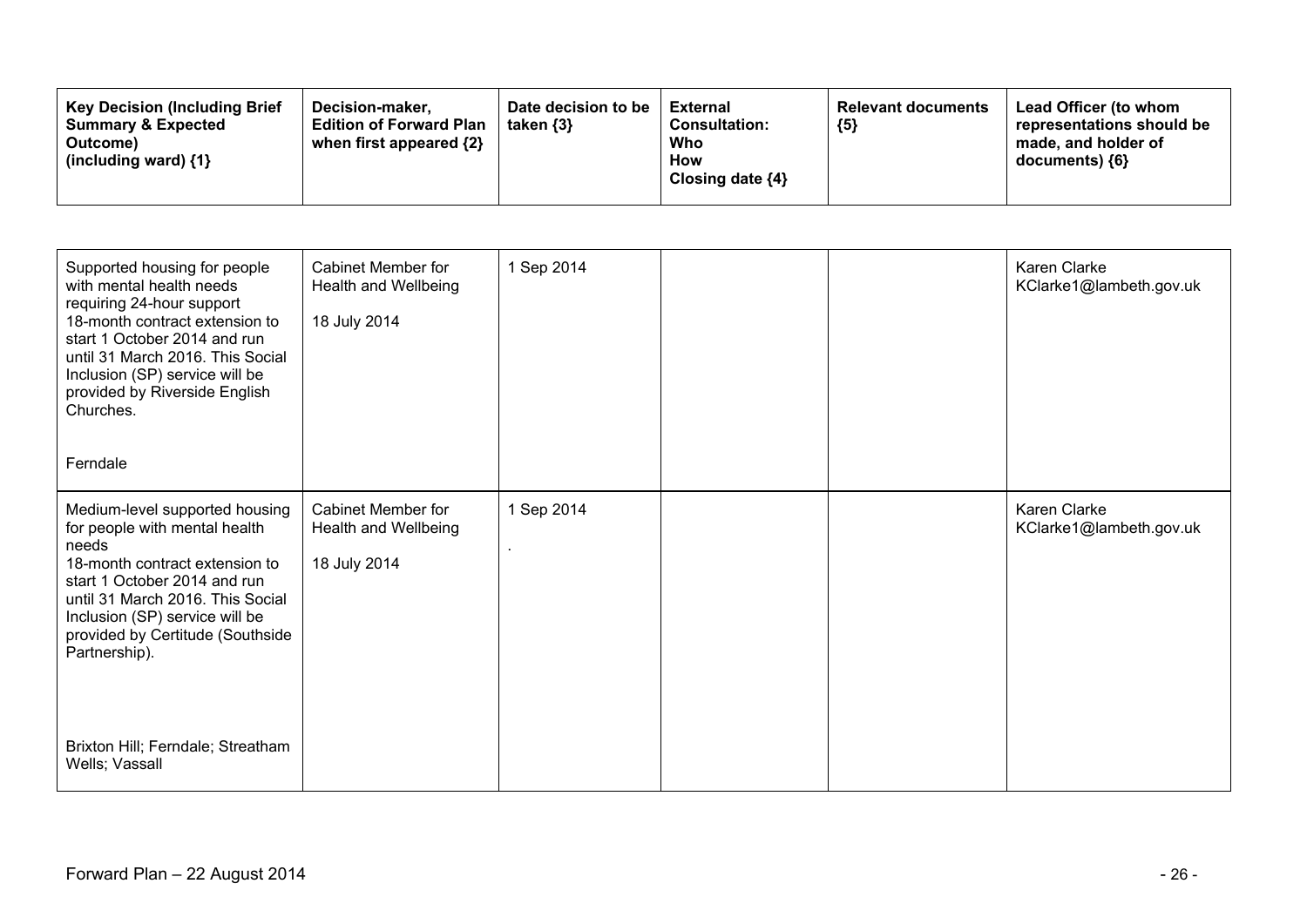| Key Decision (Including Brief Summary & Expected Outcome) (including ward) {1} | Decision-maker, Edition of Forward Plan when first appeared {2} | Date decision to be taken {3} | External Consultation: Who How Closing date {4} | Relevant documents {5} | Lead Officer (to whom representations should be made, and holder of documents) {6} |
|---|---|---|---|---|---|
| Supported housing for people with mental health needs requiring 24-hour support 18-month contract extension to start 1 October 2014 and run until 31 March 2016. This Social Inclusion (SP) service will be provided by Riverside English Churches.<br><br>Ferndale | Cabinet Member for Health and Wellbeing<br><br>18 July 2014 | 1 Sep 2014 | | | Karen Clarke KClarke1@lambeth.gov.uk |
| Medium-level supported housing for people with mental health needs 18-month contract extension to start 1 October 2014 and run until 31 March 2016. This Social Inclusion (SP) service will be provided by Certitude (Southside Partnership).<br><br>Brixton Hill; Ferndale; Streatham Wells; Vassall | Cabinet Member for Health and Wellbeing<br><br>18 July 2014 | 1 Sep 2014<br><br>. | | | Karen Clarke KClarke1@lambeth.gov.uk |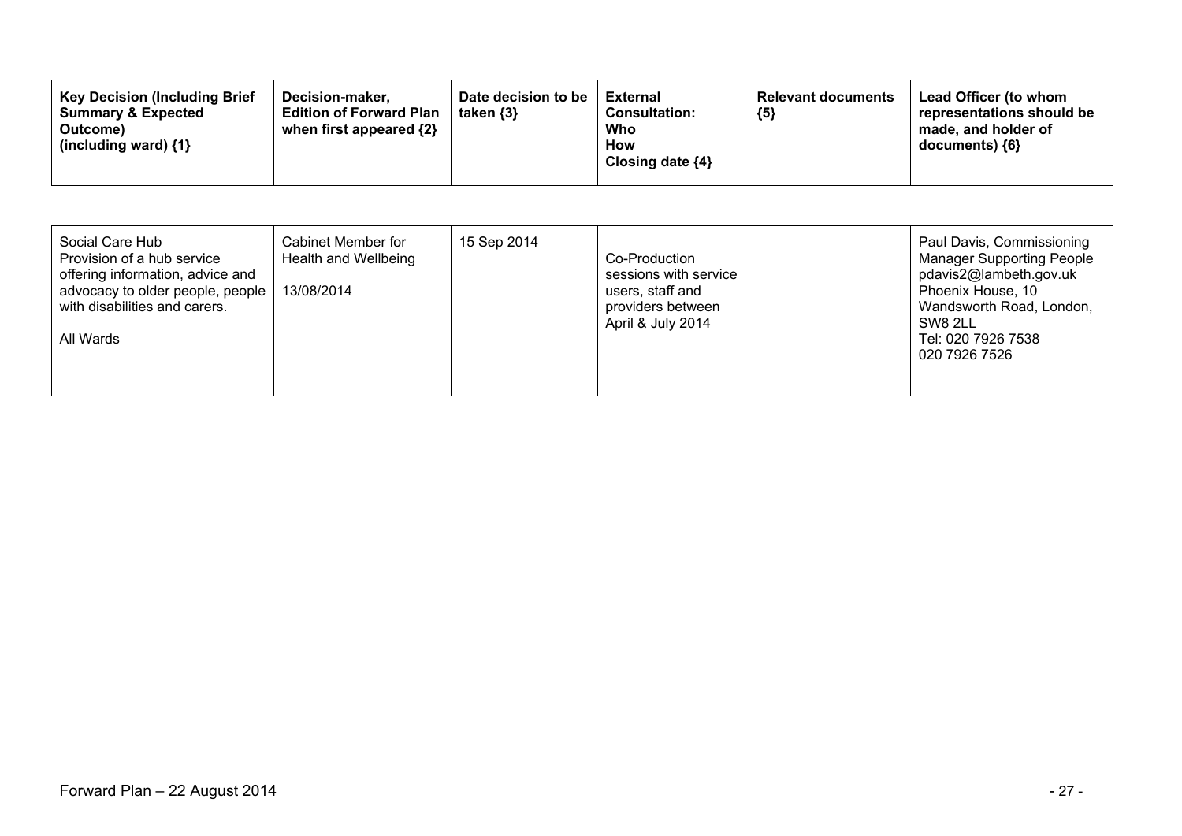| Key Decision (Including Brief Summary & Expected Outcome) (including ward) {1} | Decision-maker, Edition of Forward Plan when first appeared {2} | Date decision to be taken {3} | External Consultation: Who How Closing date {4} | Relevant documents {5} | Lead Officer (to whom representations should be made, and holder of documents) {6} |
|---|---|---|---|---|---|
| Social Care Hub<br>Provision of a hub service offering information, advice and advocacy to older people, people with disabilities and carers.<br><br>All Wards | Cabinet Member for Health and Wellbeing<br><br>13/08/2014 | 15 Sep 2014 | Co-Production sessions with service users, staff and providers between April & July 2014 | | Paul Davis, Commissioning Manager Supporting People<br>pdavis2@lambeth.gov.uk<br>Phoenix House, 10 Wandsworth Road, London, SW8 2LL<br>Tel: 020 7926 7538<br>020 7926 7526 |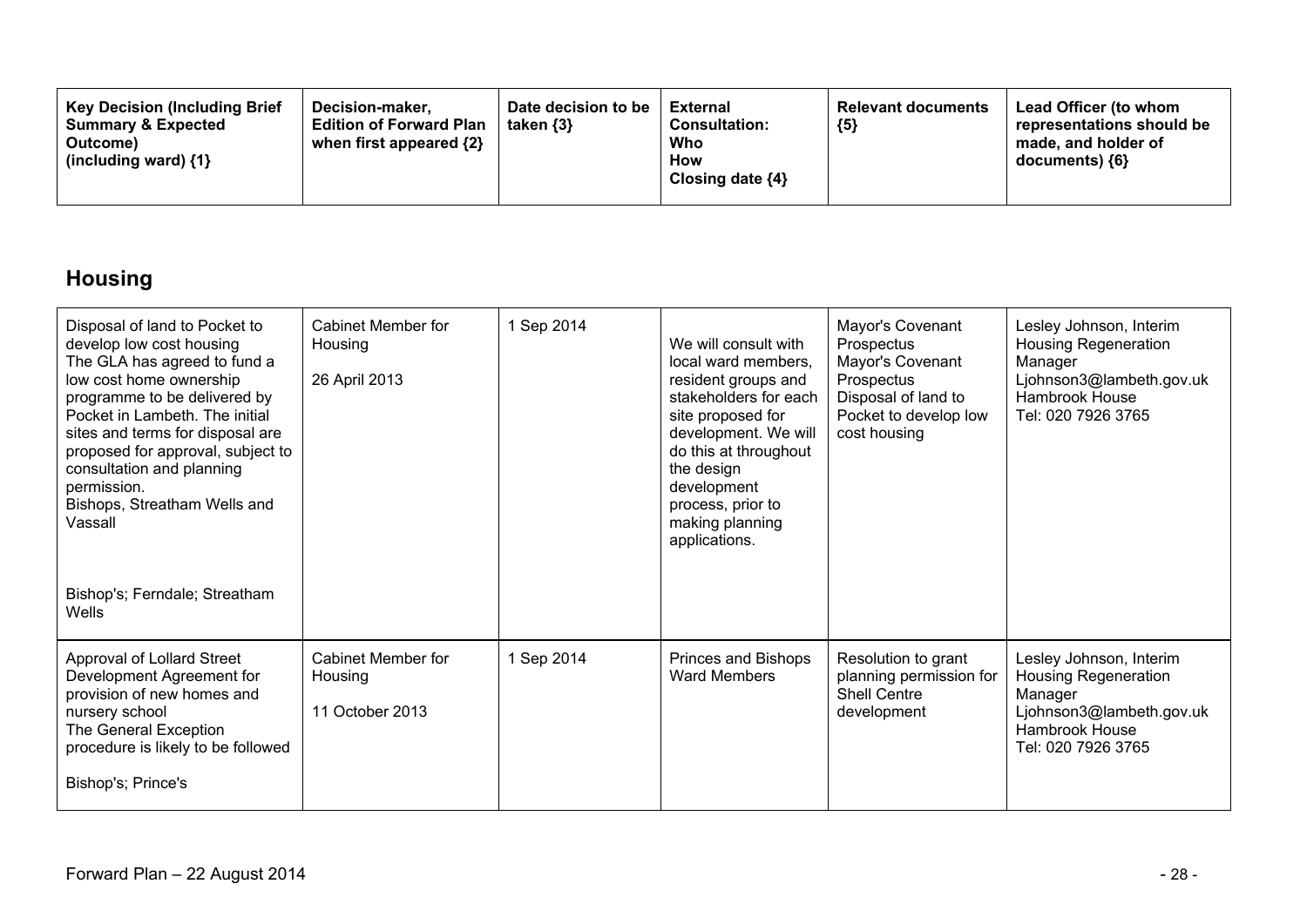| Key Decision (Including Brief Summary & Expected Outcome) (including ward) {1} | Decision-maker, Edition of Forward Plan when first appeared {2} | Date decision to be taken {3} | External Consultation: Who How Closing date {4} | Relevant documents {5} | Lead Officer (to whom representations should be made, and holder of documents) {6} |
|---|---|---|---|---|---|

## Housing

| Key Decision (Including Brief Summary & Expected Outcome) (including ward) {1} | Decision-maker, Edition of Forward Plan when first appeared {2} | Date decision to be taken {3} | External Consultation: Who How Closing date {4} | Relevant documents {5} | Lead Officer (to whom representations should be made, and holder of documents) {6} |
|---|---|---|---|---|---|
| Disposal of land to Pocket to develop low cost housing<br>The GLA has agreed to fund a low cost home ownership programme to be delivered by Pocket in Lambeth. The initial sites and terms for disposal are proposed for approval, subject to consultation and planning permission.<br>Bishops, Streatham Wells and Vassall<br><br>Bishop's; Ferndale; Streatham Wells | Cabinet Member for Housing<br><br>26 April 2013 | 1 Sep 2014 | We will consult with local ward members, resident groups and stakeholders for each site proposed for development. We will do this at throughout the design development process, prior to making planning applications. | Mayor's Covenant Prospectus<br>Mayor's Covenant Prospectus<br>Disposal of land to Pocket to develop low cost housing | Lesley Johnson, Interim Housing Regeneration Manager<br>Ljohnson3@lambeth.gov.uk<br>Hambrook House<br>Tel: 020 7926 3765 |
| Approval of Lollard Street Development Agreement for provision of new homes and nursery school<br>The General Exception procedure is likely to be followed<br><br>Bishop's; Prince's | Cabinet Member for Housing<br><br>11 October 2013 | 1 Sep 2014 | Princes and Bishops Ward Members | Resolution to grant planning permission for Shell Centre development | Lesley Johnson, Interim Housing Regeneration Manager<br>Ljohnson3@lambeth.gov.uk<br>Hambrook House<br>Tel: 020 7926 3765 |

Forward Plan – 22 August 2014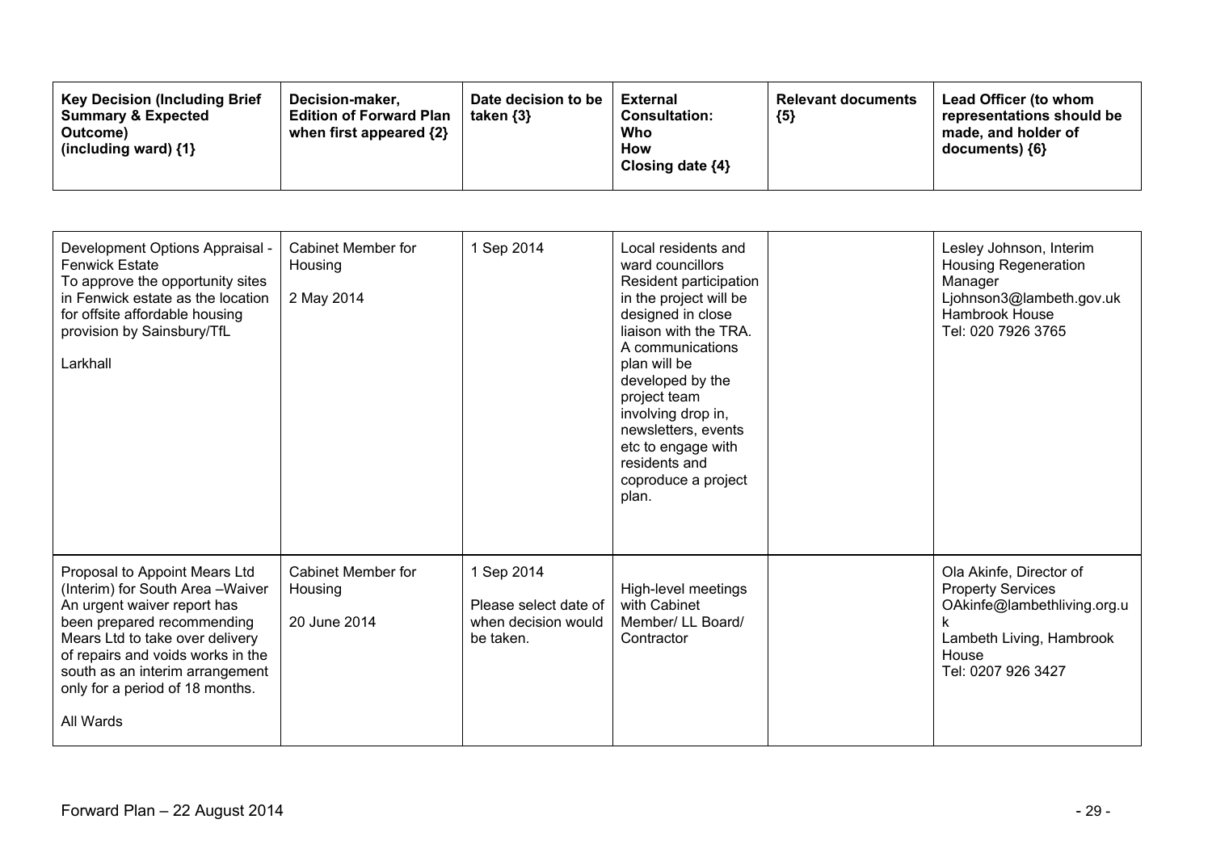| Key Decision (Including Brief Summary & Expected Outcome) (including ward) {1} | Decision-maker, Edition of Forward Plan when first appeared {2} | Date decision to be taken {3} | External Consultation: Who How Closing date {4} | Relevant documents {5} | Lead Officer (to whom representations should be made, and holder of documents) {6} |
|---|---|---|---|---|---|
| Development Options Appraisal - Fenwick Estate<br>To approve the opportunity sites in Fenwick estate as the location for offsite affordable housing provision by Sainsbury/TfL<br><br>Larkhall | Cabinet Member for Housing<br><br>2 May 2014 | 1 Sep 2014 | Local residents and ward councillors<br>Resident participation in the project will be designed in close liaison with the TRA. A communications plan will be developed by the project team involving drop in, newsletters, events etc to engage with residents and coproduce a project plan. | | Lesley Johnson, Interim Housing Regeneration Manager<br>Ljohnson3@lambeth.gov.uk<br>Hambrook House<br>Tel: 020 7926 3765 |
| Proposal to Appoint Mears Ltd (Interim) for South Area –Waiver<br>An urgent waiver report has been prepared recommending Mears Ltd to take over delivery of repairs and voids works in the south as an interim arrangement only for a period of 18 months.<br><br>All Wards | Cabinet Member for Housing<br><br>20 June 2014 | 1 Sep 2014<br>Please select date of when decision would be taken. | High-level meetings with Cabinet Member/ LL Board/ Contractor | | Ola Akinfe, Director of Property Services<br>OAkinfe@lambethliving.org.uk<br>Lambeth Living, Hambrook House<br>Tel: 0207 926 3427 |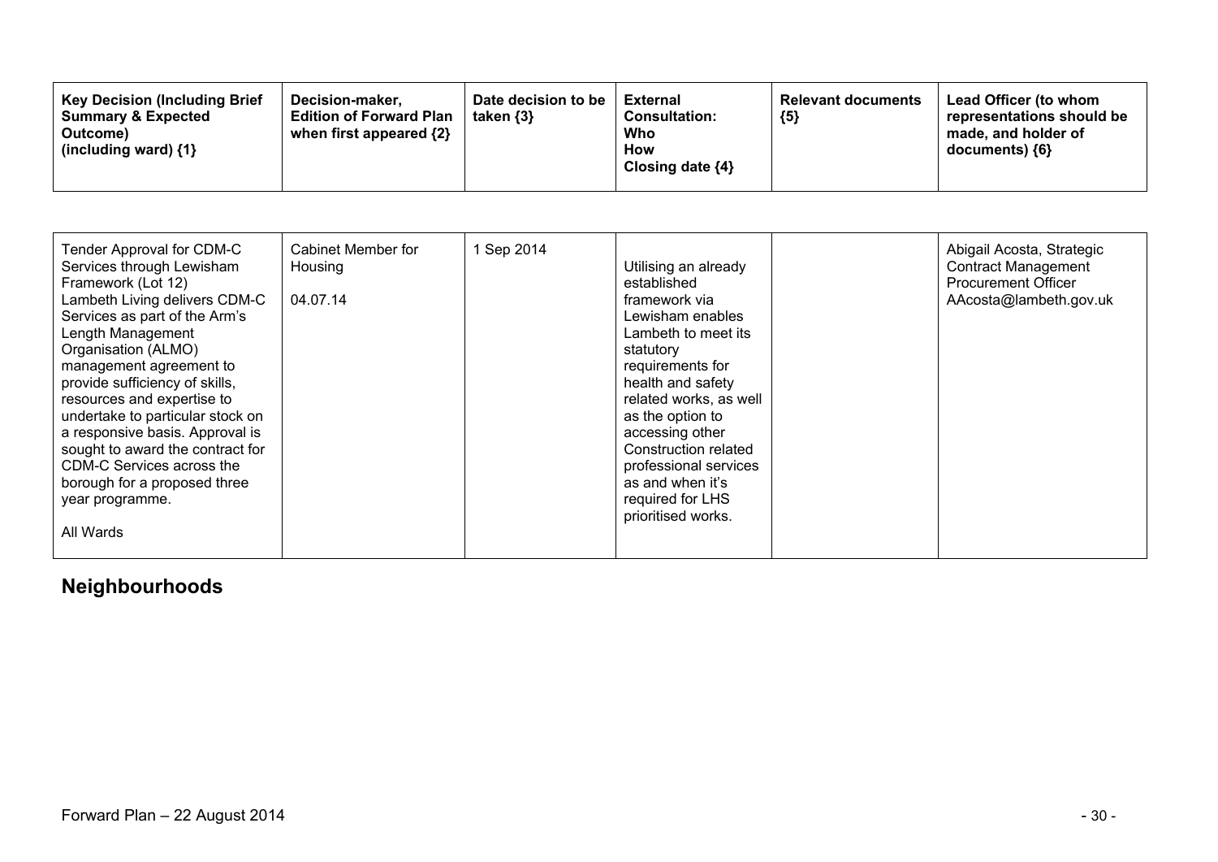| Key Decision (Including Brief Summary & Expected Outcome) (including ward) {1} | Decision-maker, Edition of Forward Plan when first appeared {2} | Date decision to be taken {3} | External Consultation: Who How Closing date {4} | Relevant documents {5} | Lead Officer (to whom representations should be made, and holder of documents) {6} |
|---|---|---|---|---|---|
| Tender Approval for CDM-C Services through Lewisham Framework (Lot 12)<br>Lambeth Living delivers CDM-C Services as part of the Arm's Length Management Organisation (ALMO) management agreement to provide sufficiency of skills, resources and expertise to undertake to particular stock on a responsive basis. Approval is sought to award the contract for CDM-C Services across the borough for a proposed three year programme.<br><br>All Wards | Cabinet Member for Housing<br><br>04.07.14 | 1 Sep 2014 | Utilising an already established framework via Lewisham enables Lambeth to meet its statutory requirements for health and safety related works, as well as the option to accessing other Construction related professional services as and when it's required for LHS prioritised works. | | Abigail Acosta, Strategic Contract Management Procurement Officer AAcosta@lambeth.gov.uk |

## Neighbourhoods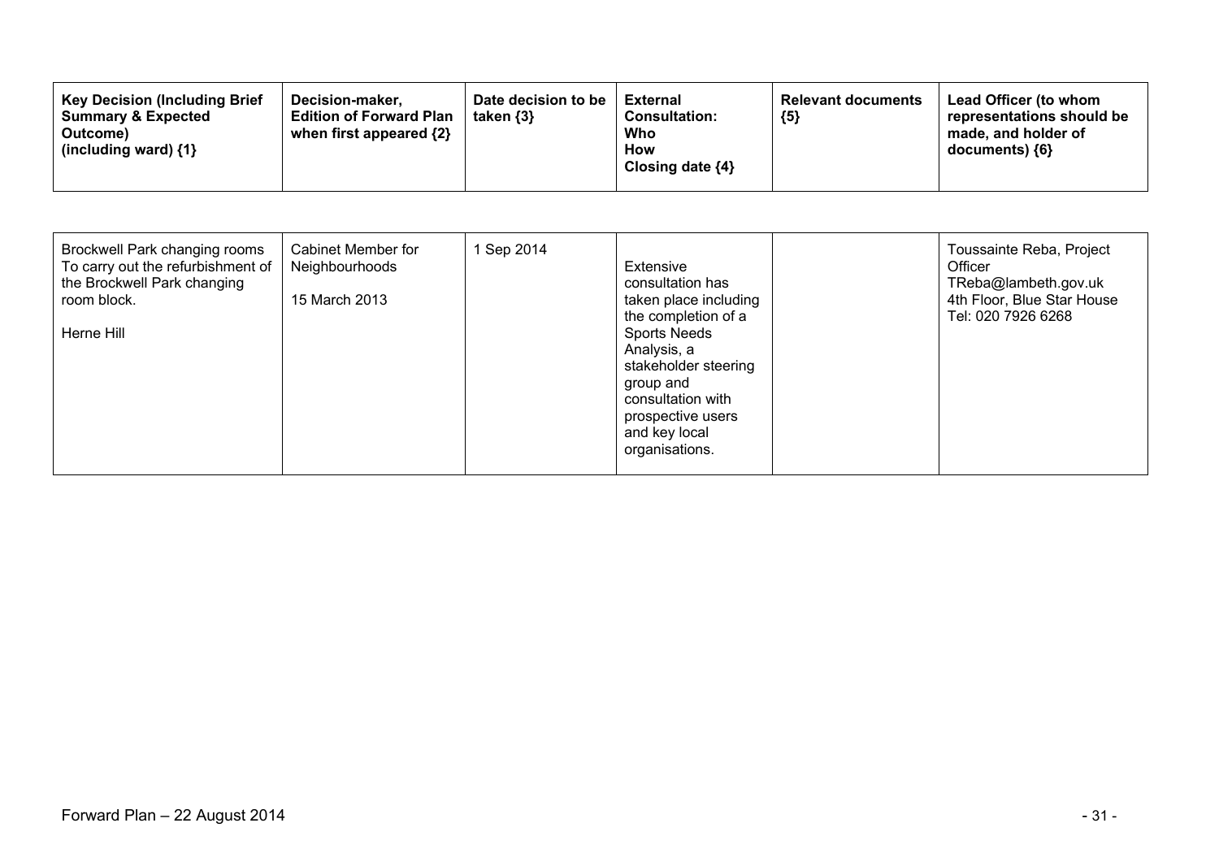| Key Decision (Including Brief Summary & Expected Outcome) (including ward) {1} | Decision-maker, Edition of Forward Plan when first appeared {2} | Date decision to be taken {3} | External Consultation: Who How Closing date {4} | Relevant documents {5} | Lead Officer (to whom representations should be made, and holder of documents) {6} |
|---|---|---|---|---|---|
| Brockwell Park changing rooms To carry out the refurbishment of the Brockwell Park changing room block.<br><br>Herne Hill | Cabinet Member for Neighbourhoods<br><br>15 March 2013 | 1 Sep 2014 | Extensive consultation has taken place including the completion of a Sports Needs Analysis, a stakeholder steering group and consultation with prospective users and key local organisations. | | Toussainte Reba, Project Officer TReba@lambeth.gov.uk 4th Floor, Blue Star House Tel: 020 7926 6268 |